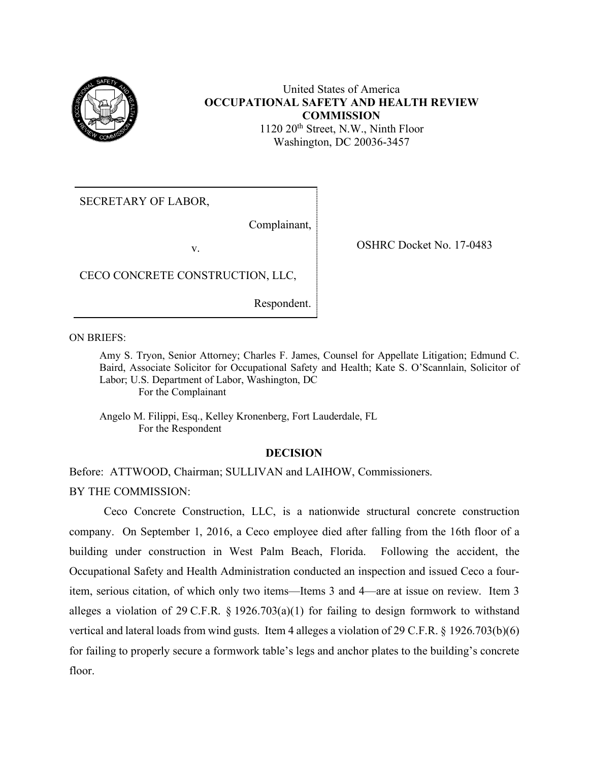United States of America
**OCCUPATIONAL SAFETY AND HEALTH REVIEW COMMISSION**
1120 20th Street, N.W., Ninth Floor
Washington, DC 20036-3457

| | |
|---|---|
| SECRETARY OF LABOR,<br><br>Complainant,<br><br>v.<br><br>CECO CONCRETE CONSTRUCTION, LLC,<br><br>Respondent. | OSHRC Docket No. 17-0483 |

ON BRIEFS:

Amy S. Tryon, Senior Attorney; Charles F. James, Counsel for Appellate Litigation; Edmund C. Baird, Associate Solicitor for Occupational Safety and Health; Kate S. O'Scannlain, Solicitor of Labor; U.S. Department of Labor, Washington, DC
For the Complainant

Angelo M. Filippi, Esq., Kelley Kronenberg, Fort Lauderdale, FL
For the Respondent

## DECISION

Before: ATTWOOD, Chairman; SULLIVAN and LAIHOW, Commissioners.

BY THE COMMISSION:

Ceco Concrete Construction, LLC, is a nationwide structural concrete construction company. On September 1, 2016, a Ceco employee died after falling from the 16th floor of a building under construction in West Palm Beach, Florida. Following the accident, the Occupational Safety and Health Administration conducted an inspection and issued Ceco a four-item, serious citation, of which only two items—Items 3 and 4—are at issue on review. Item 3 alleges a violation of 29 C.F.R. § 1926.703(a)(1) for failing to design formwork to withstand vertical and lateral loads from wind gusts. Item 4 alleges a violation of 29 C.F.R. § 1926.703(b)(6) for failing to properly secure a formwork table's legs and anchor plates to the building's concrete floor.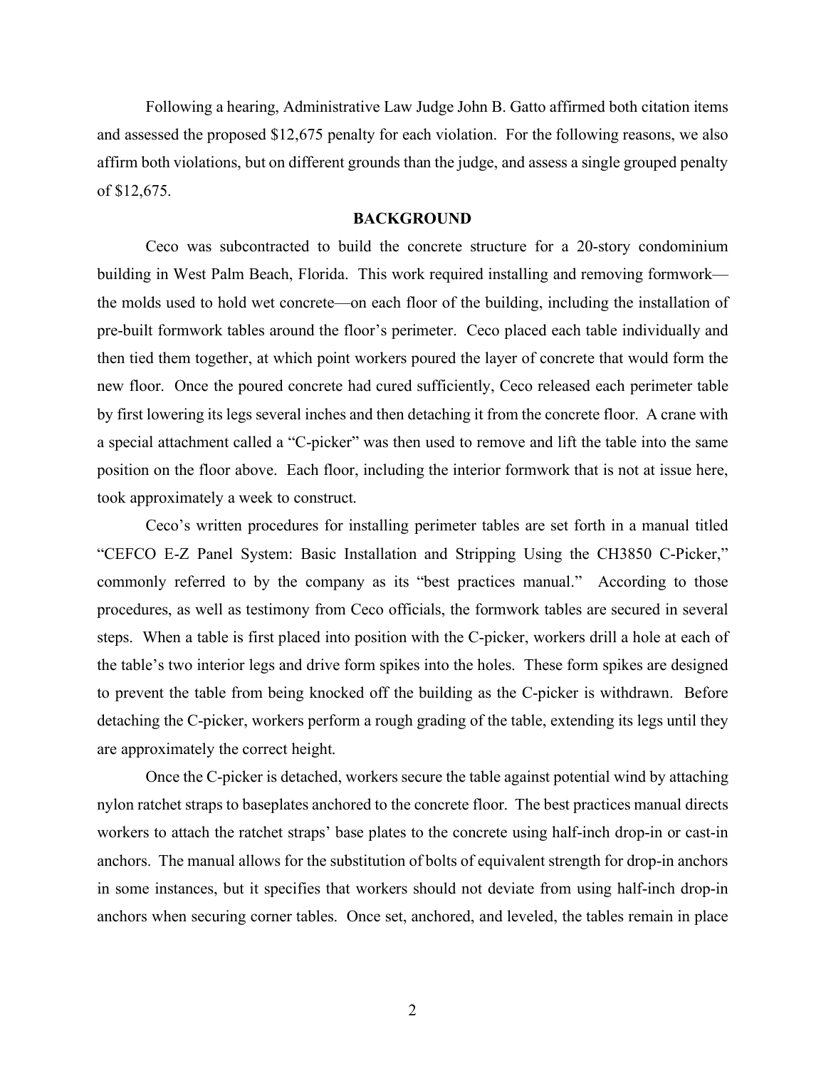Following a hearing, Administrative Law Judge John B. Gatto affirmed both citation items and assessed the proposed $12,675 penalty for each violation. For the following reasons, we also affirm both violations, but on different grounds than the judge, and assess a single grouped penalty of $12,675.

## BACKGROUND

Ceco was subcontracted to build the concrete structure for a 20-story condominium building in West Palm Beach, Florida. This work required installing and removing formwork—the molds used to hold wet concrete—on each floor of the building, including the installation of pre-built formwork tables around the floor's perimeter. Ceco placed each table individually and then tied them together, at which point workers poured the layer of concrete that would form the new floor. Once the poured concrete had cured sufficiently, Ceco released each perimeter table by first lowering its legs several inches and then detaching it from the concrete floor. A crane with a special attachment called a "C-picker" was then used to remove and lift the table into the same position on the floor above. Each floor, including the interior formwork that is not at issue here, took approximately a week to construct.

Ceco's written procedures for installing perimeter tables are set forth in a manual titled "CEFCO E-Z Panel System: Basic Installation and Stripping Using the CH3850 C-Picker," commonly referred to by the company as its "best practices manual." According to those procedures, as well as testimony from Ceco officials, the formwork tables are secured in several steps. When a table is first placed into position with the C-picker, workers drill a hole at each of the table's two interior legs and drive form spikes into the holes. These form spikes are designed to prevent the table from being knocked off the building as the C-picker is withdrawn. Before detaching the C-picker, workers perform a rough grading of the table, extending its legs until they are approximately the correct height.

Once the C-picker is detached, workers secure the table against potential wind by attaching nylon ratchet straps to baseplates anchored to the concrete floor. The best practices manual directs workers to attach the ratchet straps' base plates to the concrete using half-inch drop-in or cast-in anchors. The manual allows for the substitution of bolts of equivalent strength for drop-in anchors in some instances, but it specifies that workers should not deviate from using half-inch drop-in anchors when securing corner tables. Once set, anchored, and leveled, the tables remain in place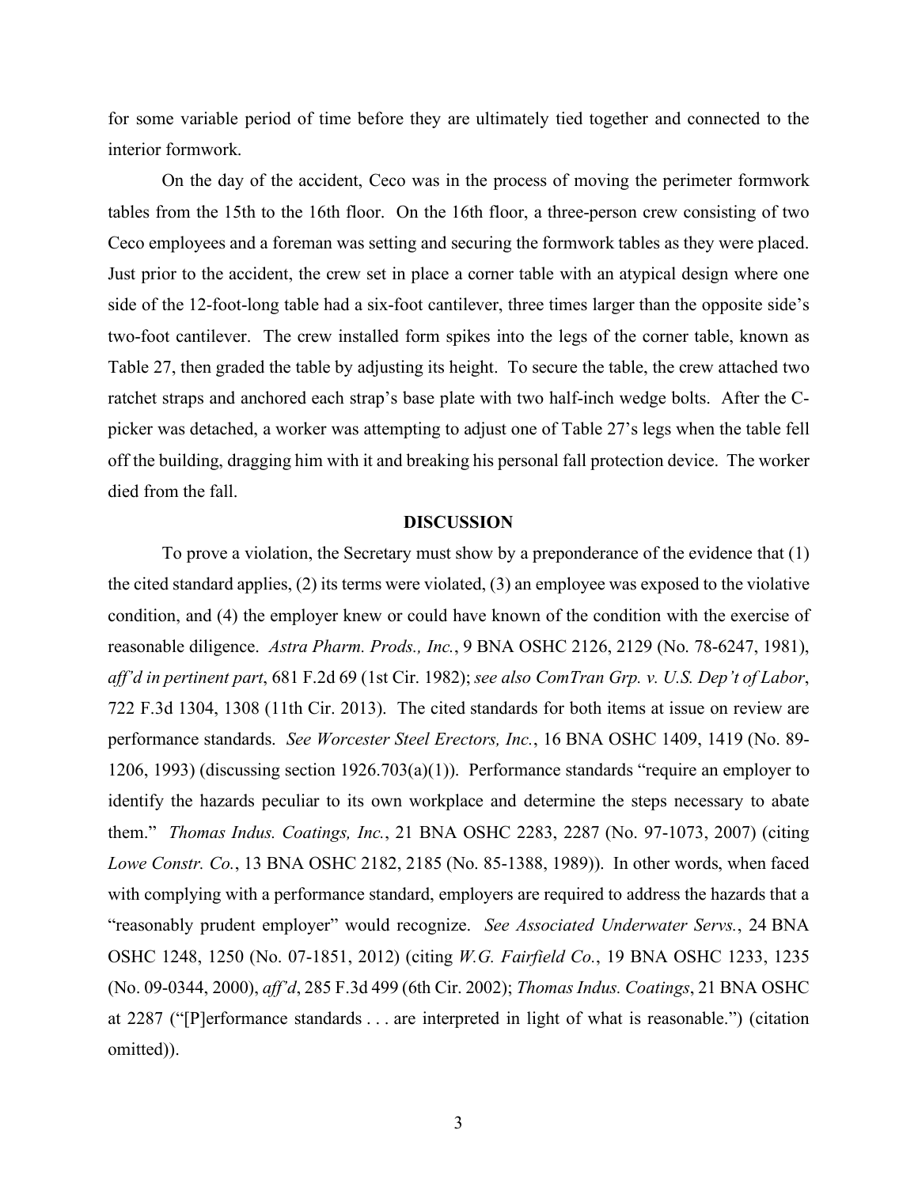for some variable period of time before they are ultimately tied together and connected to the interior formwork.

On the day of the accident, Ceco was in the process of moving the perimeter formwork tables from the 15th to the 16th floor. On the 16th floor, a three-person crew consisting of two Ceco employees and a foreman was setting and securing the formwork tables as they were placed. Just prior to the accident, the crew set in place a corner table with an atypical design where one side of the 12-foot-long table had a six-foot cantilever, three times larger than the opposite side's two-foot cantilever. The crew installed form spikes into the legs of the corner table, known as Table 27, then graded the table by adjusting its height. To secure the table, the crew attached two ratchet straps and anchored each strap's base plate with two half-inch wedge bolts. After the C-picker was detached, a worker was attempting to adjust one of Table 27's legs when the table fell off the building, dragging him with it and breaking his personal fall protection device. The worker died from the fall.

## DISCUSSION

To prove a violation, the Secretary must show by a preponderance of the evidence that (1) the cited standard applies, (2) its terms were violated, (3) an employee was exposed to the violative condition, and (4) the employer knew or could have known of the condition with the exercise of reasonable diligence. *Astra Pharm. Prods., Inc.*, 9 BNA OSHC 2126, 2129 (No. 78-6247, 1981), *aff'd in pertinent part*, 681 F.2d 69 (1st Cir. 1982); *see also ComTran Grp. v. U.S. Dep't of Labor*, 722 F.3d 1304, 1308 (11th Cir. 2013). The cited standards for both items at issue on review are performance standards. *See Worcester Steel Erectors, Inc.*, 16 BNA OSHC 1409, 1419 (No. 89-1206, 1993) (discussing section 1926.703(a)(1)). Performance standards "require an employer to identify the hazards peculiar to its own workplace and determine the steps necessary to abate them." *Thomas Indus. Coatings, Inc.*, 21 BNA OSHC 2283, 2287 (No. 97-1073, 2007) (citing *Lowe Constr. Co.*, 13 BNA OSHC 2182, 2185 (No. 85-1388, 1989)). In other words, when faced with complying with a performance standard, employers are required to address the hazards that a "reasonably prudent employer" would recognize. *See Associated Underwater Servs.*, 24 BNA OSHC 1248, 1250 (No. 07-1851, 2012) (citing *W.G. Fairfield Co.*, 19 BNA OSHC 1233, 1235 (No. 09-0344, 2000), *aff'd*, 285 F.3d 499 (6th Cir. 2002); *Thomas Indus. Coatings*, 21 BNA OSHC at 2287 ("[P]erformance standards . . . are interpreted in light of what is reasonable.") (citation omitted)).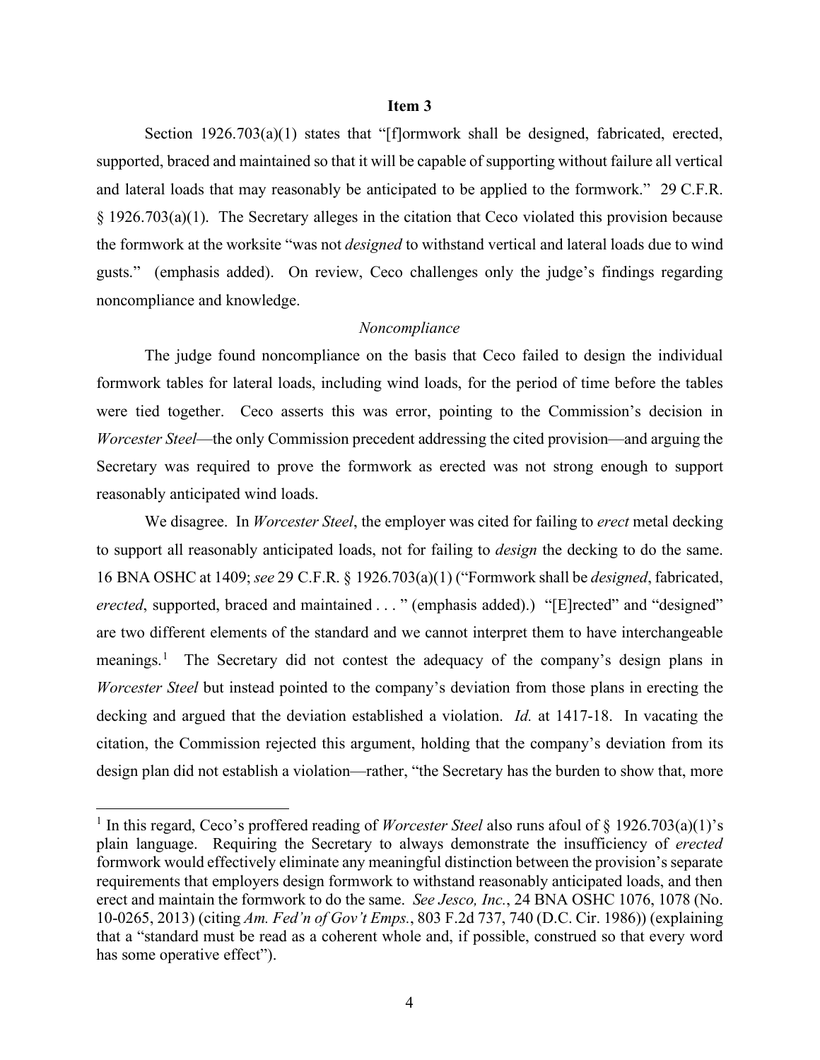## Item 3

Section 1926.703(a)(1) states that "[f]ormwork shall be designed, fabricated, erected, supported, braced and maintained so that it will be capable of supporting without failure all vertical and lateral loads that may reasonably be anticipated to be applied to the formwork." 29 C.F.R. § 1926.703(a)(1). The Secretary alleges in the citation that Ceco violated this provision because the formwork at the worksite "was not *designed* to withstand vertical and lateral loads due to wind gusts." (emphasis added). On review, Ceco challenges only the judge's findings regarding noncompliance and knowledge.

*Noncompliance*

The judge found noncompliance on the basis that Ceco failed to design the individual formwork tables for lateral loads, including wind loads, for the period of time before the tables were tied together. Ceco asserts this was error, pointing to the Commission's decision in *Worcester Steel*—the only Commission precedent addressing the cited provision—and arguing the Secretary was required to prove the formwork as erected was not strong enough to support reasonably anticipated wind loads.

We disagree. In *Worcester Steel*, the employer was cited for failing to *erect* metal decking to support all reasonably anticipated loads, not for failing to *design* the decking to do the same. 16 BNA OSHC at 1409; *see* 29 C.F.R. § 1926.703(a)(1) ("Formwork shall be *designed*, fabricated, *erected*, supported, braced and maintained . . . " (emphasis added).) "[E]rected" and "designed" are two different elements of the standard and we cannot interpret them to have interchangeable meanings.[1] The Secretary did not contest the adequacy of the company's design plans in *Worcester Steel* but instead pointed to the company's deviation from those plans in erecting the decking and argued that the deviation established a violation. *Id.* at 1417-18. In vacating the citation, the Commission rejected this argument, holding that the company's deviation from its design plan did not establish a violation—rather, "the Secretary has the burden to show that, more

---

[1] In this regard, Ceco's proffered reading of *Worcester Steel* also runs afoul of § 1926.703(a)(1)'s plain language. Requiring the Secretary to always demonstrate the insufficiency of *erected* formwork would effectively eliminate any meaningful distinction between the provision's separate requirements that employers design formwork to withstand reasonably anticipated loads, and then erect and maintain the formwork to do the same. *See Jesco, Inc.*, 24 BNA OSHC 1076, 1078 (No. 10-0265, 2013) (citing *Am. Fed'n of Gov't Emps.*, 803 F.2d 737, 740 (D.C. Cir. 1986)) (explaining that a "standard must be read as a coherent whole and, if possible, construed so that every word has some operative effect").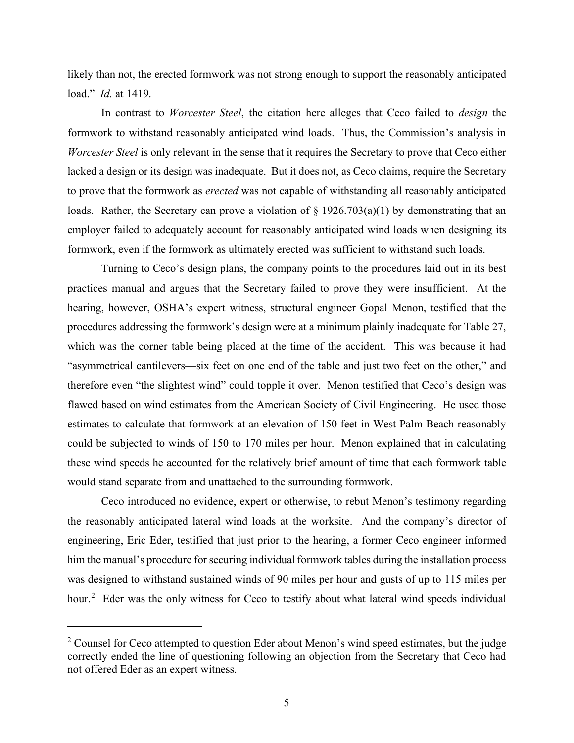likely than not, the erected formwork was not strong enough to support the reasonably anticipated load." *Id.* at 1419.

In contrast to *Worcester Steel*, the citation here alleges that Ceco failed to *design* the formwork to withstand reasonably anticipated wind loads. Thus, the Commission's analysis in *Worcester Steel* is only relevant in the sense that it requires the Secretary to prove that Ceco either lacked a design or its design was inadequate. But it does not, as Ceco claims, require the Secretary to prove that the formwork as *erected* was not capable of withstanding all reasonably anticipated loads. Rather, the Secretary can prove a violation of § 1926.703(a)(1) by demonstrating that an employer failed to adequately account for reasonably anticipated wind loads when designing its formwork, even if the formwork as ultimately erected was sufficient to withstand such loads.

Turning to Ceco's design plans, the company points to the procedures laid out in its best practices manual and argues that the Secretary failed to prove they were insufficient. At the hearing, however, OSHA's expert witness, structural engineer Gopal Menon, testified that the procedures addressing the formwork's design were at a minimum plainly inadequate for Table 27, which was the corner table being placed at the time of the accident. This was because it had "asymmetrical cantilevers—six feet on one end of the table and just two feet on the other," and therefore even "the slightest wind" could topple it over. Menon testified that Ceco's design was flawed based on wind estimates from the American Society of Civil Engineering. He used those estimates to calculate that formwork at an elevation of 150 feet in West Palm Beach reasonably could be subjected to winds of 150 to 170 miles per hour. Menon explained that in calculating these wind speeds he accounted for the relatively brief amount of time that each formwork table would stand separate from and unattached to the surrounding formwork.

Ceco introduced no evidence, expert or otherwise, to rebut Menon's testimony regarding the reasonably anticipated lateral wind loads at the worksite. And the company's director of engineering, Eric Eder, testified that just prior to the hearing, a former Ceco engineer informed him the manual's procedure for securing individual formwork tables during the installation process was designed to withstand sustained winds of 90 miles per hour and gusts of up to 115 miles per hour.[2] Eder was the only witness for Ceco to testify about what lateral wind speeds individual

[2] Counsel for Ceco attempted to question Eder about Menon's wind speed estimates, but the judge correctly ended the line of questioning following an objection from the Secretary that Ceco had not offered Eder as an expert witness.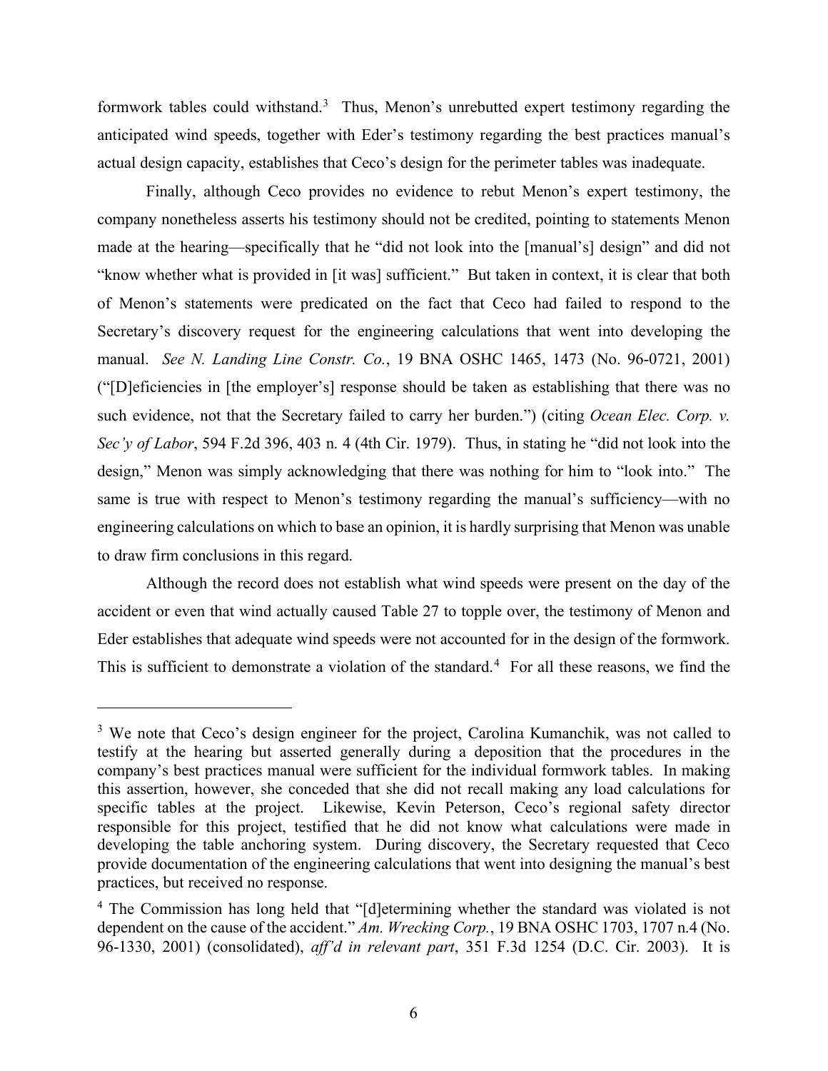formwork tables could withstand.[3] Thus, Menon's unrebutted expert testimony regarding the anticipated wind speeds, together with Eder's testimony regarding the best practices manual's actual design capacity, establishes that Ceco's design for the perimeter tables was inadequate.

Finally, although Ceco provides no evidence to rebut Menon's expert testimony, the company nonetheless asserts his testimony should not be credited, pointing to statements Menon made at the hearing—specifically that he "did not look into the [manual's] design" and did not "know whether what is provided in [it was] sufficient." But taken in context, it is clear that both of Menon's statements were predicated on the fact that Ceco had failed to respond to the Secretary's discovery request for the engineering calculations that went into developing the manual. *See N. Landing Line Constr. Co.*, 19 BNA OSHC 1465, 1473 (No. 96-0721, 2001) ("[D]eficiencies in [the employer's] response should be taken as establishing that there was no such evidence, not that the Secretary failed to carry her burden.") (citing *Ocean Elec. Corp. v. Sec'y of Labor*, 594 F.2d 396, 403 n. 4 (4th Cir. 1979). Thus, in stating he "did not look into the design," Menon was simply acknowledging that there was nothing for him to "look into." The same is true with respect to Menon's testimony regarding the manual's sufficiency—with no engineering calculations on which to base an opinion, it is hardly surprising that Menon was unable to draw firm conclusions in this regard.

Although the record does not establish what wind speeds were present on the day of the accident or even that wind actually caused Table 27 to topple over, the testimony of Menon and Eder establishes that adequate wind speeds were not accounted for in the design of the formwork. This is sufficient to demonstrate a violation of the standard.[4] For all these reasons, we find the

---

[3] We note that Ceco's design engineer for the project, Carolina Kumanchik, was not called to testify at the hearing but asserted generally during a deposition that the procedures in the company's best practices manual were sufficient for the individual formwork tables. In making this assertion, however, she conceded that she did not recall making any load calculations for specific tables at the project. Likewise, Kevin Peterson, Ceco's regional safety director responsible for this project, testified that he did not know what calculations were made in developing the table anchoring system. During discovery, the Secretary requested that Ceco provide documentation of the engineering calculations that went into designing the manual's best practices, but received no response.

[4] The Commission has long held that "[d]etermining whether the standard was violated is not dependent on the cause of the accident." *Am. Wrecking Corp.*, 19 BNA OSHC 1703, 1707 n.4 (No. 96-1330, 2001) (consolidated), *aff'd in relevant part*, 351 F.3d 1254 (D.C. Cir. 2003). It is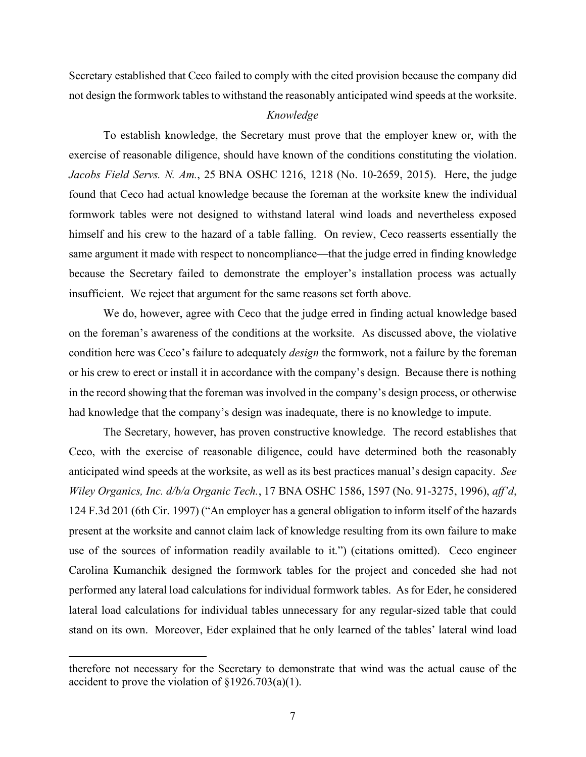Secretary established that Ceco failed to comply with the cited provision because the company did not design the formwork tables to withstand the reasonably anticipated wind speeds at the worksite.

*Knowledge*

To establish knowledge, the Secretary must prove that the employer knew or, with the exercise of reasonable diligence, should have known of the conditions constituting the violation. *Jacobs Field Servs. N. Am.*, 25 BNA OSHC 1216, 1218 (No. 10-2659, 2015). Here, the judge found that Ceco had actual knowledge because the foreman at the worksite knew the individual formwork tables were not designed to withstand lateral wind loads and nevertheless exposed himself and his crew to the hazard of a table falling. On review, Ceco reasserts essentially the same argument it made with respect to noncompliance—that the judge erred in finding knowledge because the Secretary failed to demonstrate the employer's installation process was actually insufficient. We reject that argument for the same reasons set forth above.

We do, however, agree with Ceco that the judge erred in finding actual knowledge based on the foreman's awareness of the conditions at the worksite. As discussed above, the violative condition here was Ceco's failure to adequately *design* the formwork, not a failure by the foreman or his crew to erect or install it in accordance with the company's design. Because there is nothing in the record showing that the foreman was involved in the company's design process, or otherwise had knowledge that the company's design was inadequate, there is no knowledge to impute.

The Secretary, however, has proven constructive knowledge. The record establishes that Ceco, with the exercise of reasonable diligence, could have determined both the reasonably anticipated wind speeds at the worksite, as well as its best practices manual's design capacity. *See Wiley Organics, Inc. d/b/a Organic Tech.*, 17 BNA OSHC 1586, 1597 (No. 91-3275, 1996), *aff'd*, 124 F.3d 201 (6th Cir. 1997) ("An employer has a general obligation to inform itself of the hazards present at the worksite and cannot claim lack of knowledge resulting from its own failure to make use of the sources of information readily available to it.") (citations omitted). Ceco engineer Carolina Kumanchik designed the formwork tables for the project and conceded she had not performed any lateral load calculations for individual formwork tables. As for Eder, he considered lateral load calculations for individual tables unnecessary for any regular-sized table that could stand on its own. Moreover, Eder explained that he only learned of the tables' lateral wind load

---

therefore not necessary for the Secretary to demonstrate that wind was the actual cause of the accident to prove the violation of §1926.703(a)(1).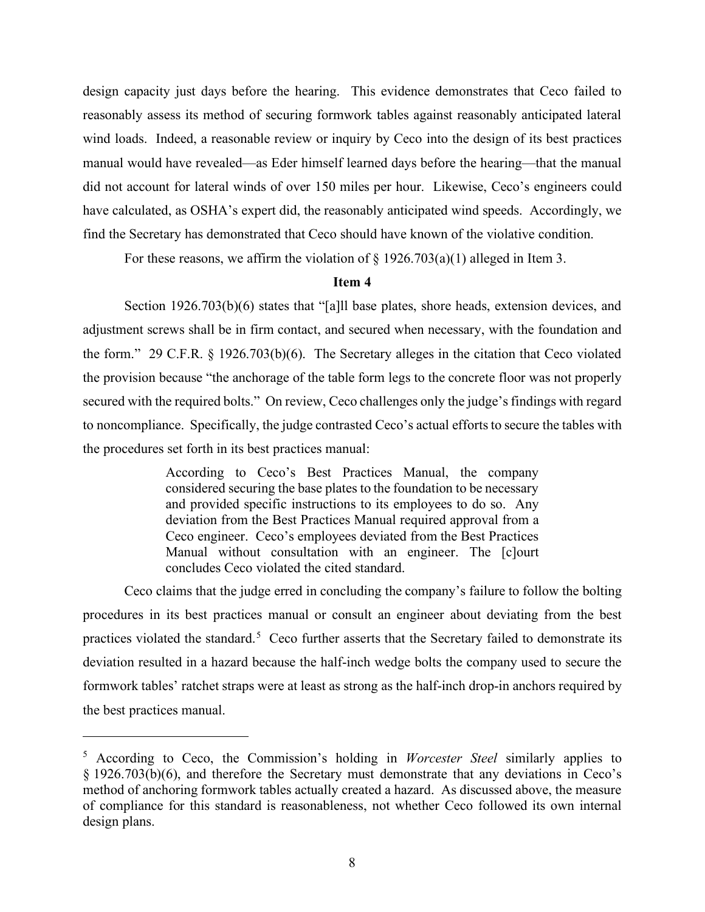design capacity just days before the hearing. This evidence demonstrates that Ceco failed to reasonably assess its method of securing formwork tables against reasonably anticipated lateral wind loads. Indeed, a reasonable review or inquiry by Ceco into the design of its best practices manual would have revealed—as Eder himself learned days before the hearing—that the manual did not account for lateral winds of over 150 miles per hour. Likewise, Ceco's engineers could have calculated, as OSHA's expert did, the reasonably anticipated wind speeds. Accordingly, we find the Secretary has demonstrated that Ceco should have known of the violative condition.

For these reasons, we affirm the violation of § 1926.703(a)(1) alleged in Item 3.

**Item 4**

Section 1926.703(b)(6) states that "[a]ll base plates, shore heads, extension devices, and adjustment screws shall be in firm contact, and secured when necessary, with the foundation and the form." 29 C.F.R. § 1926.703(b)(6). The Secretary alleges in the citation that Ceco violated the provision because "the anchorage of the table form legs to the concrete floor was not properly secured with the required bolts." On review, Ceco challenges only the judge's findings with regard to noncompliance. Specifically, the judge contrasted Ceco's actual efforts to secure the tables with the procedures set forth in its best practices manual:

> According to Ceco's Best Practices Manual, the company considered securing the base plates to the foundation to be necessary and provided specific instructions to its employees to do so. Any deviation from the Best Practices Manual required approval from a Ceco engineer. Ceco's employees deviated from the Best Practices Manual without consultation with an engineer. The [c]ourt concludes Ceco violated the cited standard.

Ceco claims that the judge erred in concluding the company's failure to follow the bolting procedures in its best practices manual or consult an engineer about deviating from the best practices violated the standard.[5] Ceco further asserts that the Secretary failed to demonstrate its deviation resulted in a hazard because the half-inch wedge bolts the company used to secure the formwork tables' ratchet straps were at least as strong as the half-inch drop-in anchors required by the best practices manual.

---

[5] According to Ceco, the Commission's holding in *Worcester Steel* similarly applies to § 1926.703(b)(6), and therefore the Secretary must demonstrate that any deviations in Ceco's method of anchoring formwork tables actually created a hazard. As discussed above, the measure of compliance for this standard is reasonableness, not whether Ceco followed its own internal design plans.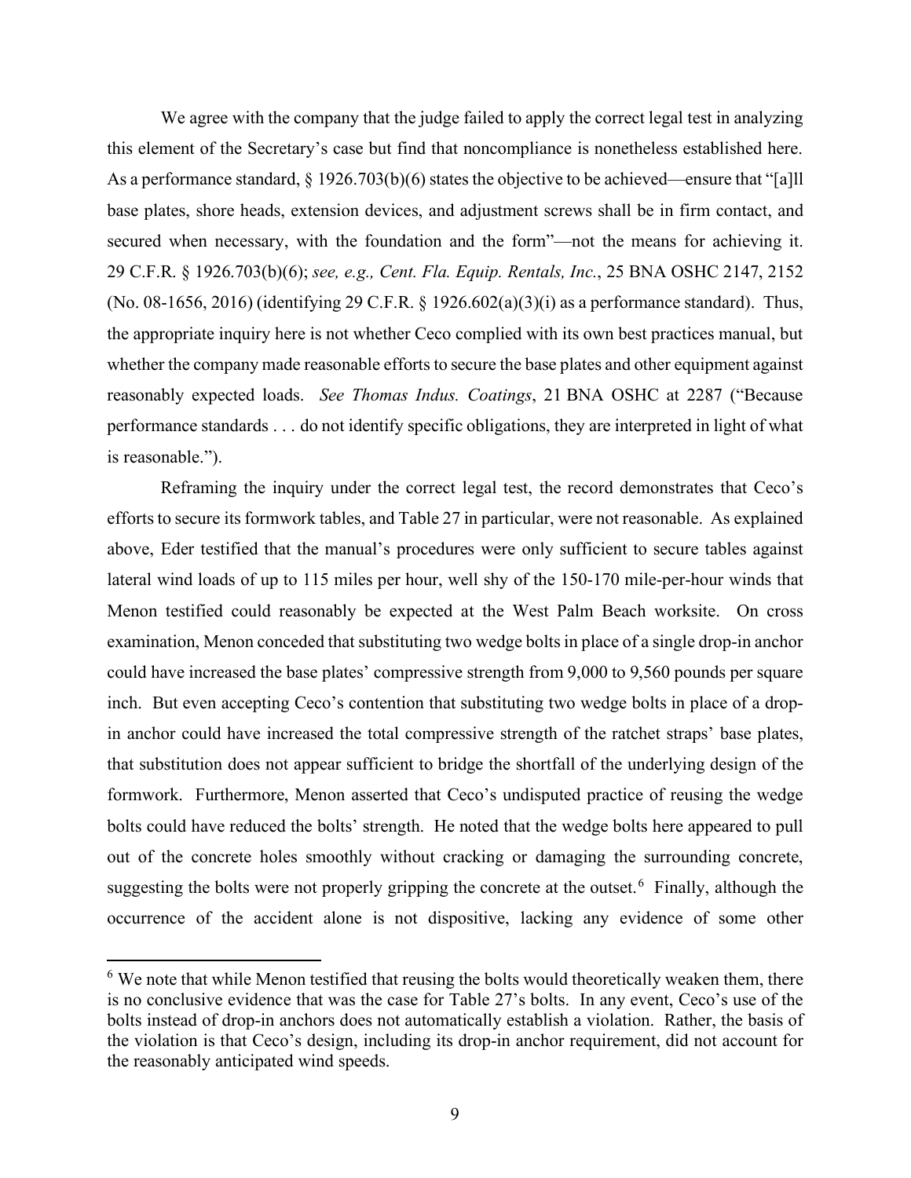We agree with the company that the judge failed to apply the correct legal test in analyzing this element of the Secretary's case but find that noncompliance is nonetheless established here. As a performance standard, § 1926.703(b)(6) states the objective to be achieved—ensure that "[a]ll base plates, shore heads, extension devices, and adjustment screws shall be in firm contact, and secured when necessary, with the foundation and the form"—not the means for achieving it. 29 C.F.R. § 1926.703(b)(6); *see, e.g., Cent. Fla. Equip. Rentals, Inc.*, 25 BNA OSHC 2147, 2152 (No. 08-1656, 2016) (identifying 29 C.F.R. § 1926.602(a)(3)(i) as a performance standard). Thus, the appropriate inquiry here is not whether Ceco complied with its own best practices manual, but whether the company made reasonable efforts to secure the base plates and other equipment against reasonably expected loads. *See Thomas Indus. Coatings*, 21 BNA OSHC at 2287 ("Because performance standards . . . do not identify specific obligations, they are interpreted in light of what is reasonable.").

Reframing the inquiry under the correct legal test, the record demonstrates that Ceco's efforts to secure its formwork tables, and Table 27 in particular, were not reasonable. As explained above, Eder testified that the manual's procedures were only sufficient to secure tables against lateral wind loads of up to 115 miles per hour, well shy of the 150-170 mile-per-hour winds that Menon testified could reasonably be expected at the West Palm Beach worksite. On cross examination, Menon conceded that substituting two wedge bolts in place of a single drop-in anchor could have increased the base plates' compressive strength from 9,000 to 9,560 pounds per square inch. But even accepting Ceco's contention that substituting two wedge bolts in place of a drop-in anchor could have increased the total compressive strength of the ratchet straps' base plates, that substitution does not appear sufficient to bridge the shortfall of the underlying design of the formwork. Furthermore, Menon asserted that Ceco's undisputed practice of reusing the wedge bolts could have reduced the bolts' strength. He noted that the wedge bolts here appeared to pull out of the concrete holes smoothly without cracking or damaging the surrounding concrete, suggesting the bolts were not properly gripping the concrete at the outset.[6] Finally, although the occurrence of the accident alone is not dispositive, lacking any evidence of some other

---

[6] We note that while Menon testified that reusing the bolts would theoretically weaken them, there is no conclusive evidence that was the case for Table 27's bolts. In any event, Ceco's use of the bolts instead of drop-in anchors does not automatically establish a violation. Rather, the basis of the violation is that Ceco's design, including its drop-in anchor requirement, did not account for the reasonably anticipated wind speeds.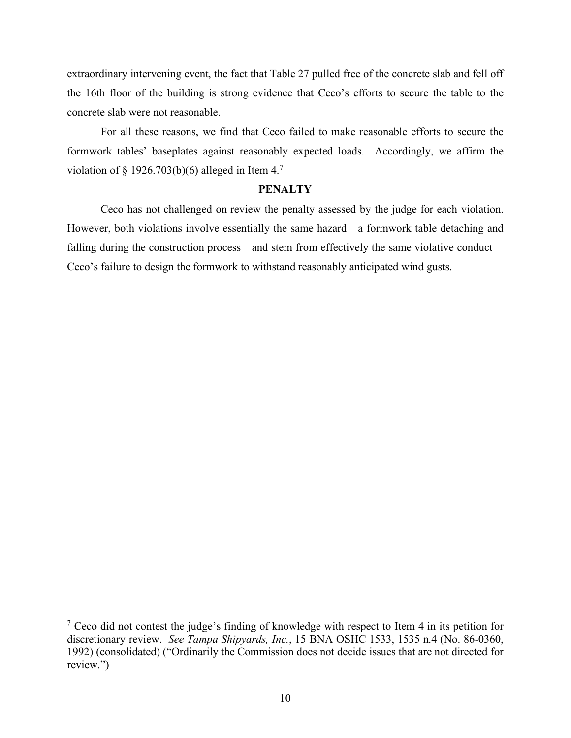extraordinary intervening event, the fact that Table 27 pulled free of the concrete slab and fell off the 16th floor of the building is strong evidence that Ceco's efforts to secure the table to the concrete slab were not reasonable.

For all these reasons, we find that Ceco failed to make reasonable efforts to secure the formwork tables' baseplates against reasonably expected loads. Accordingly, we affirm the violation of § 1926.703(b)(6) alleged in Item 4.[7]

## PENALTY

Ceco has not challenged on review the penalty assessed by the judge for each violation. However, both violations involve essentially the same hazard—a formwork table detaching and falling during the construction process—and stem from effectively the same violative conduct—Ceco's failure to design the formwork to withstand reasonably anticipated wind gusts.

---

[7] Ceco did not contest the judge's finding of knowledge with respect to Item 4 in its petition for discretionary review. *See Tampa Shipyards, Inc.*, 15 BNA OSHC 1533, 1535 n.4 (No. 86-0360, 1992) (consolidated) ("Ordinarily the Commission does not decide issues that are not directed for review.")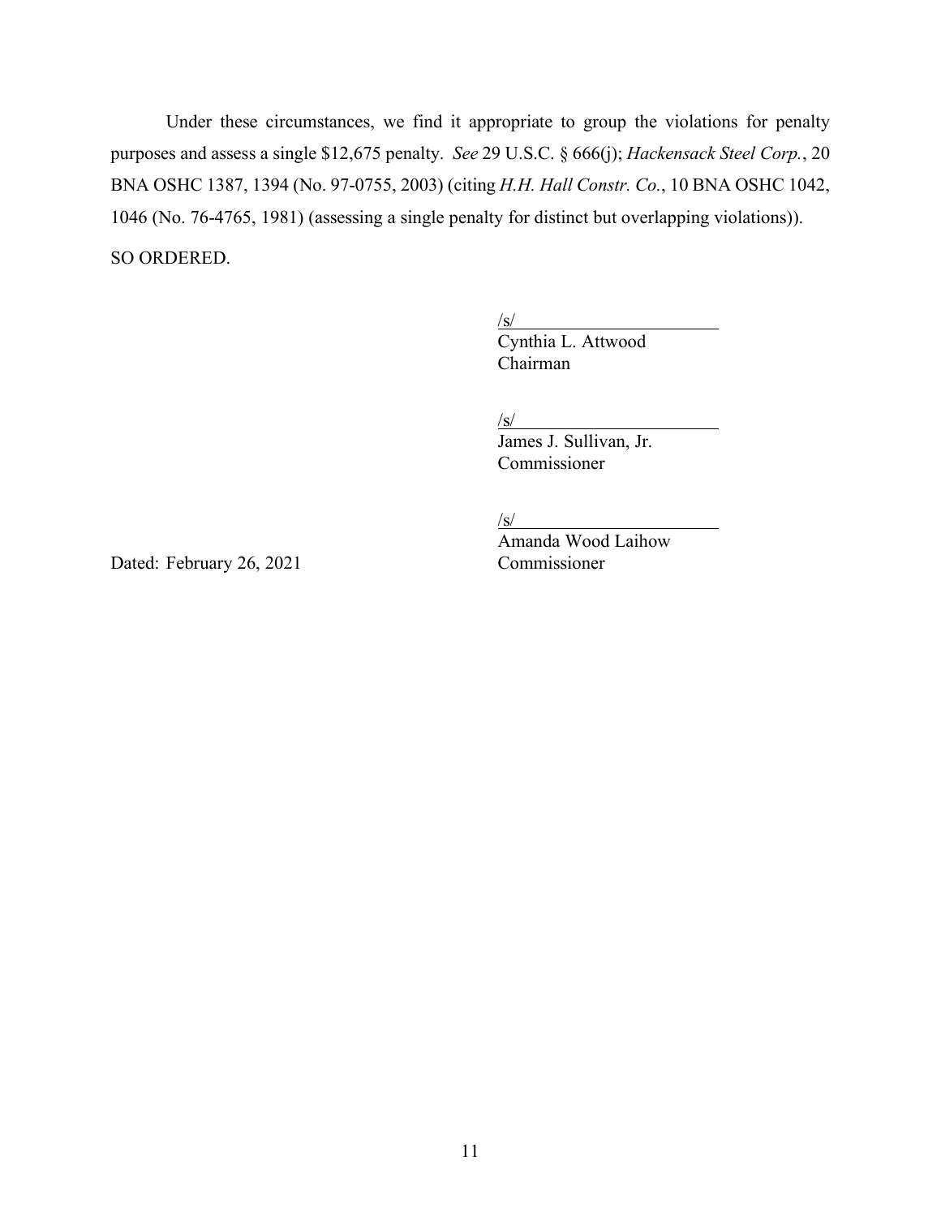Under these circumstances, we find it appropriate to group the violations for penalty purposes and assess a single $12,675 penalty. *See* 29 U.S.C. § 666(j); *Hackensack Steel Corp.*, 20 BNA OSHC 1387, 1394 (No. 97-0755, 2003) (citing *H.H. Hall Constr. Co.*, 10 BNA OSHC 1042, 1046 (No. 76-4765, 1981) (assessing a single penalty for distinct but overlapping violations)).

SO ORDERED.

/s/
Cynthia L. Attwood
Chairman

/s/
James J. Sullivan, Jr.
Commissioner

/s/
Amanda Wood Laihow
Commissioner

Dated: February 26, 2021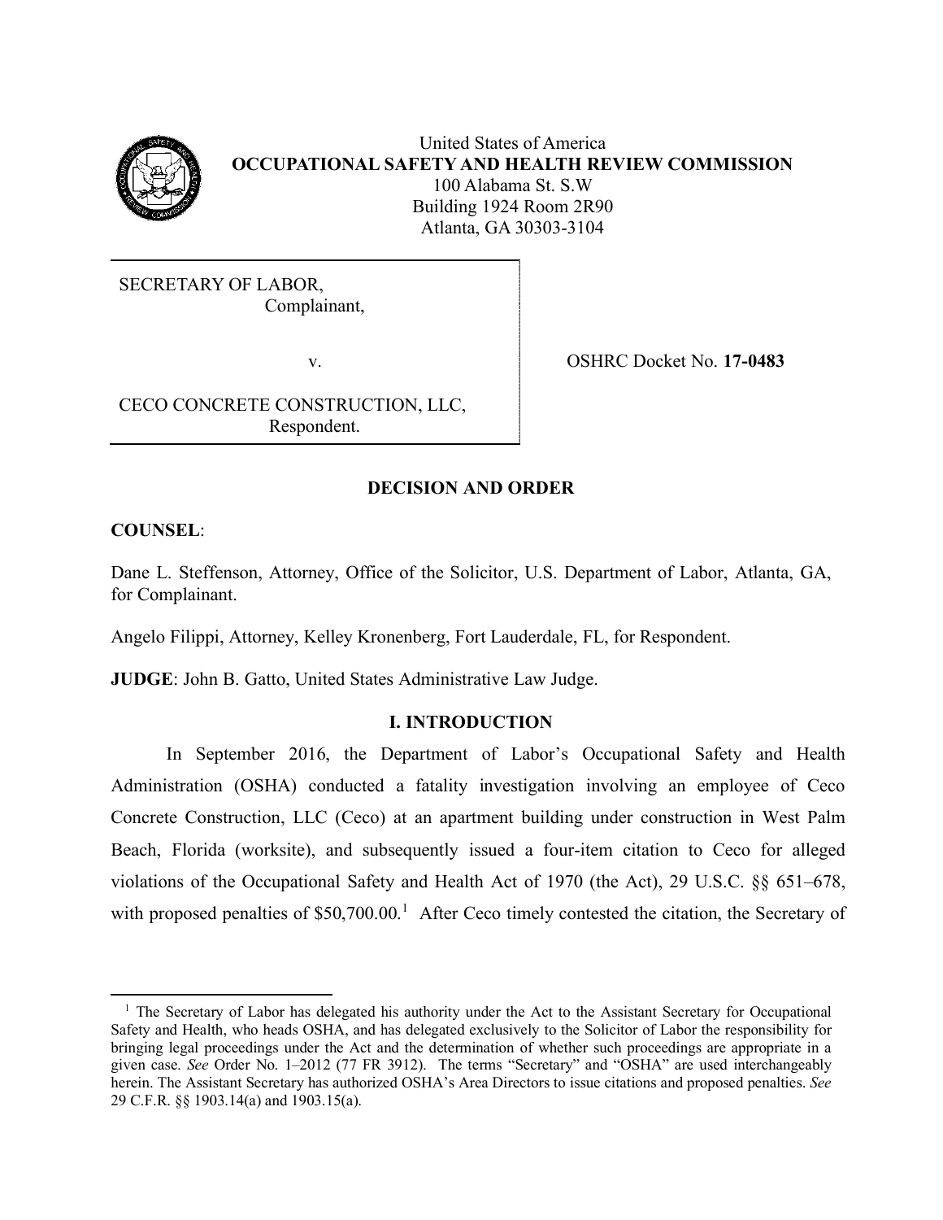United States of America
**OCCUPATIONAL SAFETY AND HEALTH REVIEW COMMISSION**
100 Alabama St. S.W
Building 1924 Room 2R90
Atlanta, GA 30303-3104

| | |
|---|---|
| SECRETARY OF LABOR,<br>Complainant,<br><br>v.<br><br>CECO CONCRETE CONSTRUCTION, LLC,<br>Respondent. | OSHRC Docket No. **17-0483** |

## DECISION AND ORDER

**COUNSEL**:

Dane L. Steffenson, Attorney, Office of the Solicitor, U.S. Department of Labor, Atlanta, GA, for Complainant.

Angelo Filippi, Attorney, Kelley Kronenberg, Fort Lauderdale, FL, for Respondent.

**JUDGE**: John B. Gatto, United States Administrative Law Judge.

## I. INTRODUCTION

In September 2016, the Department of Labor's Occupational Safety and Health Administration (OSHA) conducted a fatality investigation involving an employee of Ceco Concrete Construction, LLC (Ceco) at an apartment building under construction in West Palm Beach, Florida (worksite), and subsequently issued a four-item citation to Ceco for alleged violations of the Occupational Safety and Health Act of 1970 (the Act), 29 U.S.C. §§ 651–678, with proposed penalties of $50,700.00.[1] After Ceco timely contested the citation, the Secretary of

---

[1] The Secretary of Labor has delegated his authority under the Act to the Assistant Secretary for Occupational Safety and Health, who heads OSHA, and has delegated exclusively to the Solicitor of Labor the responsibility for bringing legal proceedings under the Act and the determination of whether such proceedings are appropriate in a given case. *See* Order No. 1–2012 (77 FR 3912). The terms "Secretary" and "OSHA" are used interchangeably herein. The Assistant Secretary has authorized OSHA's Area Directors to issue citations and proposed penalties. *See* 29 C.F.R. §§ 1903.14(a) and 1903.15(a).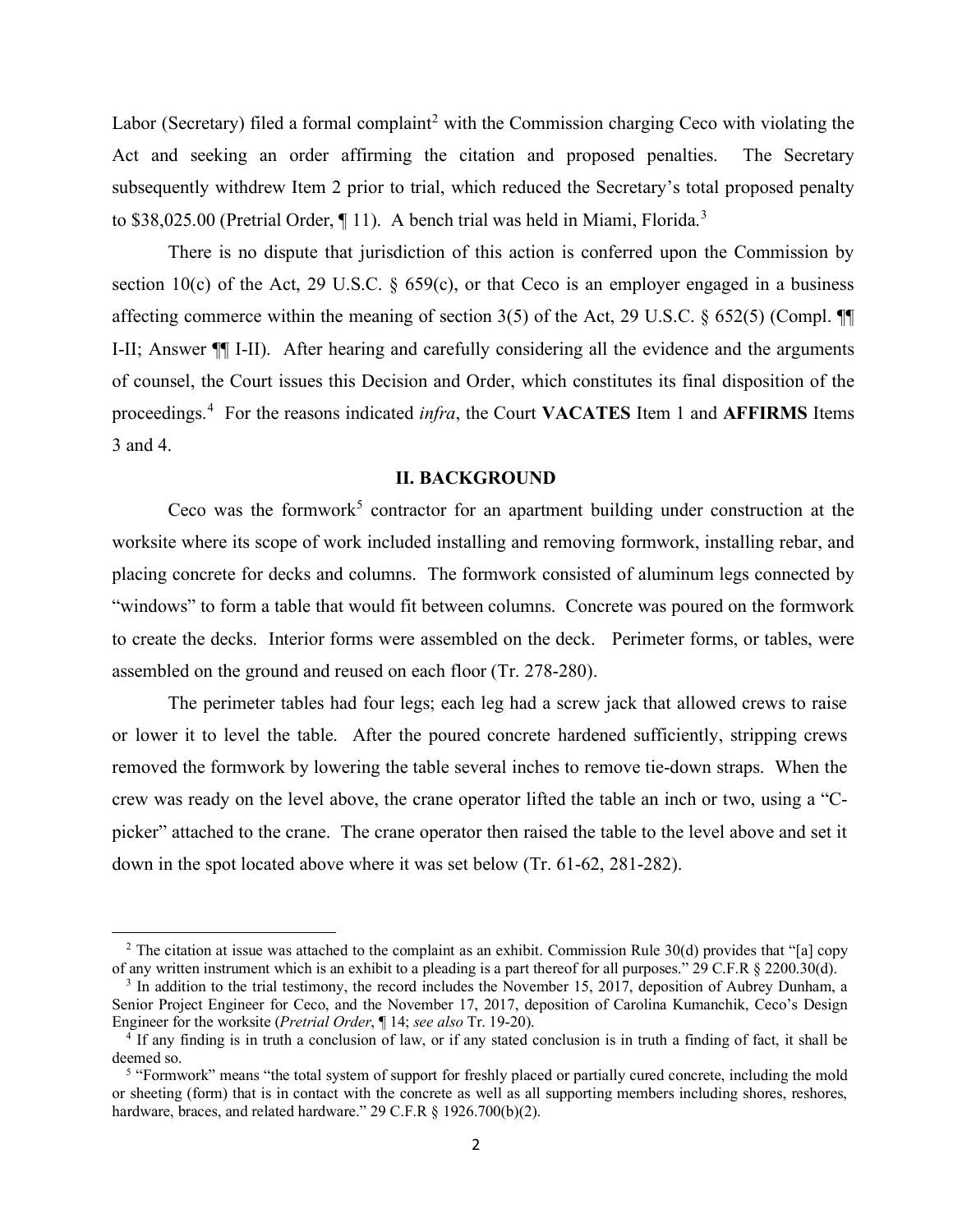Labor (Secretary) filed a formal complaint[2] with the Commission charging Ceco with violating the Act and seeking an order affirming the citation and proposed penalties. The Secretary subsequently withdrew Item 2 prior to trial, which reduced the Secretary's total proposed penalty to $38,025.00 (Pretrial Order, ¶ 11). A bench trial was held in Miami, Florida.[3]

There is no dispute that jurisdiction of this action is conferred upon the Commission by section 10(c) of the Act, 29 U.S.C. § 659(c), or that Ceco is an employer engaged in a business affecting commerce within the meaning of section 3(5) of the Act, 29 U.S.C. § 652(5) (Compl. ¶¶ I-II; Answer ¶¶ I-II). After hearing and carefully considering all the evidence and the arguments of counsel, the Court issues this Decision and Order, which constitutes its final disposition of the proceedings.[4] For the reasons indicated *infra*, the Court **VACATES** Item 1 and **AFFIRMS** Items 3 and 4.

## II. BACKGROUND

Ceco was the formwork[5] contractor for an apartment building under construction at the worksite where its scope of work included installing and removing formwork, installing rebar, and placing concrete for decks and columns. The formwork consisted of aluminum legs connected by "windows" to form a table that would fit between columns. Concrete was poured on the formwork to create the decks. Interior forms were assembled on the deck. Perimeter forms, or tables, were assembled on the ground and reused on each floor (Tr. 278-280).

The perimeter tables had four legs; each leg had a screw jack that allowed crews to raise or lower it to level the table. After the poured concrete hardened sufficiently, stripping crews removed the formwork by lowering the table several inches to remove tie-down straps. When the crew was ready on the level above, the crane operator lifted the table an inch or two, using a "C-picker" attached to the crane. The crane operator then raised the table to the level above and set it down in the spot located above where it was set below (Tr. 61-62, 281-282).

---

[2] The citation at issue was attached to the complaint as an exhibit. Commission Rule 30(d) provides that "[a] copy of any written instrument which is an exhibit to a pleading is a part thereof for all purposes." 29 C.F.R § 2200.30(d).

[3] In addition to the trial testimony, the record includes the November 15, 2017, deposition of Aubrey Dunham, a Senior Project Engineer for Ceco, and the November 17, 2017, deposition of Carolina Kumanchik, Ceco's Design Engineer for the worksite (*Pretrial Order*, ¶ 14; *see also* Tr. 19-20).

[4] If any finding is in truth a conclusion of law, or if any stated conclusion is in truth a finding of fact, it shall be deemed so.

[5] "Formwork" means "the total system of support for freshly placed or partially cured concrete, including the mold or sheeting (form) that is in contact with the concrete as well as all supporting members including shores, reshores, hardware, braces, and related hardware." 29 C.F.R § 1926.700(b)(2).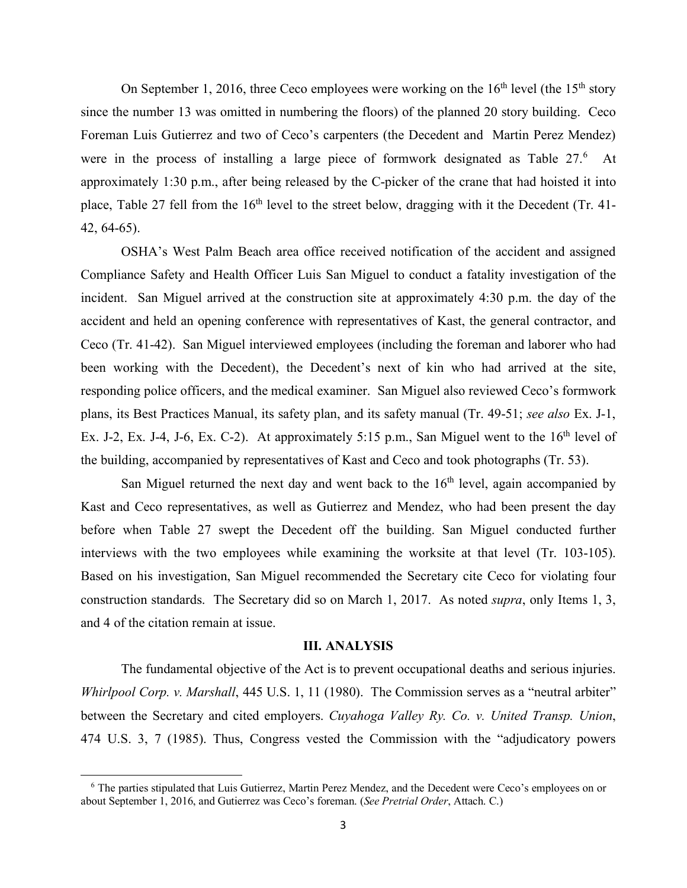On September 1, 2016, three Ceco employees were working on the 16th level (the 15th story since the number 13 was omitted in numbering the floors) of the planned 20 story building. Ceco Foreman Luis Gutierrez and two of Ceco's carpenters (the Decedent and Martin Perez Mendez) were in the process of installing a large piece of formwork designated as Table 27.[6] At approximately 1:30 p.m., after being released by the C-picker of the crane that had hoisted it into place, Table 27 fell from the 16th level to the street below, dragging with it the Decedent (Tr. 41-42, 64-65).

OSHA's West Palm Beach area office received notification of the accident and assigned Compliance Safety and Health Officer Luis San Miguel to conduct a fatality investigation of the incident. San Miguel arrived at the construction site at approximately 4:30 p.m. the day of the accident and held an opening conference with representatives of Kast, the general contractor, and Ceco (Tr. 41-42). San Miguel interviewed employees (including the foreman and laborer who had been working with the Decedent), the Decedent's next of kin who had arrived at the site, responding police officers, and the medical examiner. San Miguel also reviewed Ceco's formwork plans, its Best Practices Manual, its safety plan, and its safety manual (Tr. 49-51; *see also* Ex. J-1, Ex. J-2, Ex. J-4, J-6, Ex. C-2). At approximately 5:15 p.m., San Miguel went to the 16th level of the building, accompanied by representatives of Kast and Ceco and took photographs (Tr. 53).

San Miguel returned the next day and went back to the 16th level, again accompanied by Kast and Ceco representatives, as well as Gutierrez and Mendez, who had been present the day before when Table 27 swept the Decedent off the building. San Miguel conducted further interviews with the two employees while examining the worksite at that level (Tr. 103-105). Based on his investigation, San Miguel recommended the Secretary cite Ceco for violating four construction standards. The Secretary did so on March 1, 2017. As noted *supra*, only Items 1, 3, and 4 of the citation remain at issue.

## III. ANALYSIS

The fundamental objective of the Act is to prevent occupational deaths and serious injuries. *Whirlpool Corp. v. Marshall*, 445 U.S. 1, 11 (1980). The Commission serves as a "neutral arbiter" between the Secretary and cited employers. *Cuyahoga Valley Ry. Co. v. United Transp. Union*, 474 U.S. 3, 7 (1985). Thus, Congress vested the Commission with the "adjudicatory powers

---

[6] The parties stipulated that Luis Gutierrez, Martin Perez Mendez, and the Decedent were Ceco's employees on or about September 1, 2016, and Gutierrez was Ceco's foreman. (*See Pretrial Order*, Attach. C.)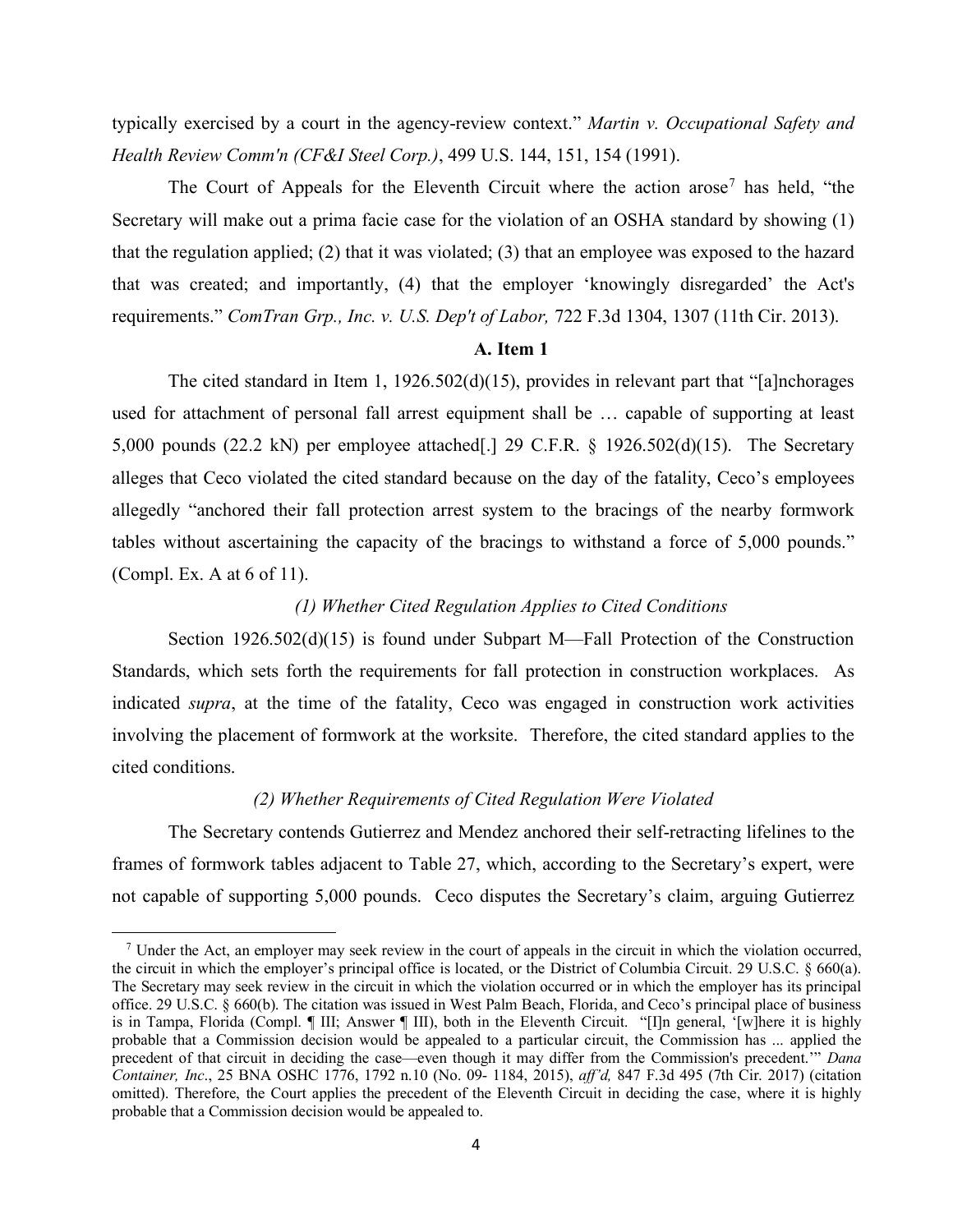typically exercised by a court in the agency-review context." *Martin v. Occupational Safety and Health Review Comm'n (CF&I Steel Corp.)*, 499 U.S. 144, 151, 154 (1991).

The Court of Appeals for the Eleventh Circuit where the action arose[7] has held, "the Secretary will make out a prima facie case for the violation of an OSHA standard by showing (1) that the regulation applied; (2) that it was violated; (3) that an employee was exposed to the hazard that was created; and importantly, (4) that the employer 'knowingly disregarded' the Act's requirements." *ComTran Grp., Inc. v. U.S. Dep't of Labor,* 722 F.3d 1304, 1307 (11th Cir. 2013).

### A. Item 1

The cited standard in Item 1, 1926.502(d)(15), provides in relevant part that "[a]nchorages used for attachment of personal fall arrest equipment shall be … capable of supporting at least 5,000 pounds (22.2 kN) per employee attached[.] 29 C.F.R. § 1926.502(d)(15). The Secretary alleges that Ceco violated the cited standard because on the day of the fatality, Ceco's employees allegedly "anchored their fall protection arrest system to the bracings of the nearby formwork tables without ascertaining the capacity of the bracings to withstand a force of 5,000 pounds." (Compl. Ex. A at 6 of 11).

#### *(1) Whether Cited Regulation Applies to Cited Conditions*

Section 1926.502(d)(15) is found under Subpart M—Fall Protection of the Construction Standards, which sets forth the requirements for fall protection in construction workplaces. As indicated *supra*, at the time of the fatality, Ceco was engaged in construction work activities involving the placement of formwork at the worksite. Therefore, the cited standard applies to the cited conditions.

#### *(2) Whether Requirements of Cited Regulation Were Violated*

The Secretary contends Gutierrez and Mendez anchored their self-retracting lifelines to the frames of formwork tables adjacent to Table 27, which, according to the Secretary's expert, were not capable of supporting 5,000 pounds. Ceco disputes the Secretary's claim, arguing Gutierrez

---

[7] Under the Act, an employer may seek review in the court of appeals in the circuit in which the violation occurred, the circuit in which the employer's principal office is located, or the District of Columbia Circuit. 29 U.S.C. § 660(a). The Secretary may seek review in the circuit in which the violation occurred or in which the employer has its principal office. 29 U.S.C. § 660(b). The citation was issued in West Palm Beach, Florida, and Ceco's principal place of business is in Tampa, Florida (Compl. ¶ III; Answer ¶ III), both in the Eleventh Circuit. "[I]n general, '[w]here it is highly probable that a Commission decision would be appealed to a particular circuit, the Commission has ... applied the precedent of that circuit in deciding the case—even though it may differ from the Commission's precedent.'" *Dana Container, Inc*., 25 BNA OSHC 1776, 1792 n.10 (No. 09- 1184, 2015), *aff'd,* 847 F.3d 495 (7th Cir. 2017) (citation omitted). Therefore, the Court applies the precedent of the Eleventh Circuit in deciding the case, where it is highly probable that a Commission decision would be appealed to.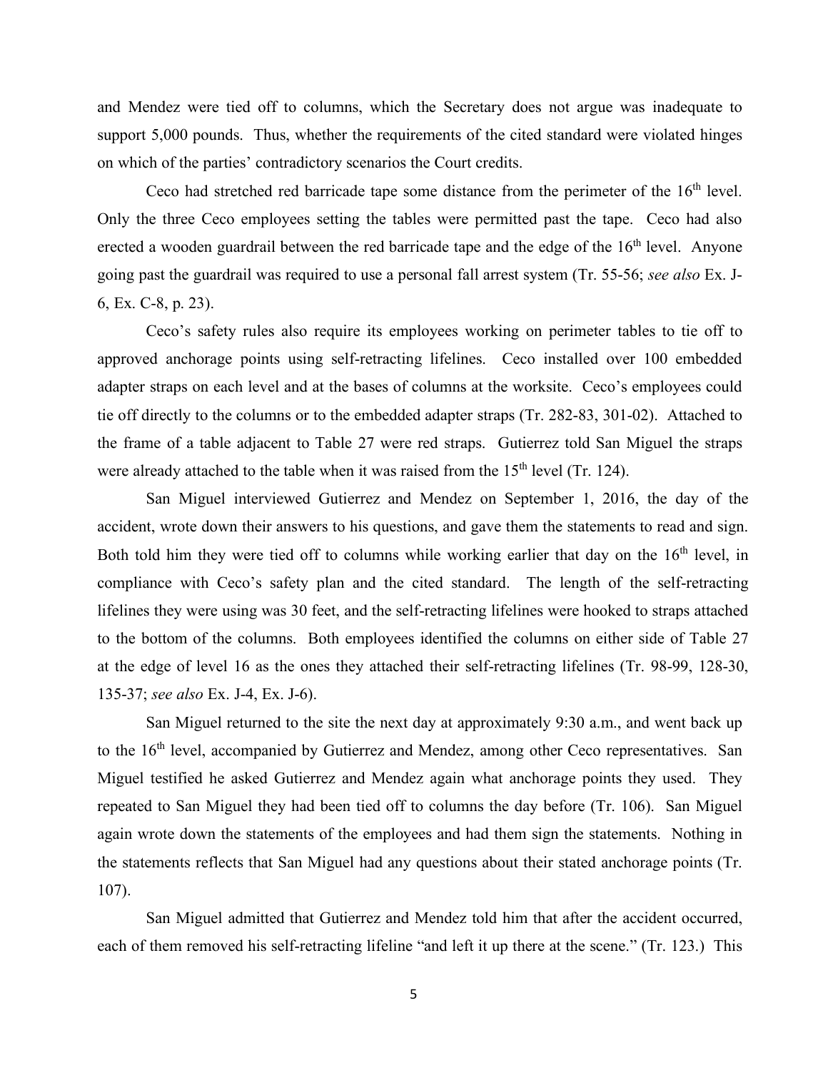and Mendez were tied off to columns, which the Secretary does not argue was inadequate to support 5,000 pounds. Thus, whether the requirements of the cited standard were violated hinges on which of the parties' contradictory scenarios the Court credits.

Ceco had stretched red barricade tape some distance from the perimeter of the 16th level. Only the three Ceco employees setting the tables were permitted past the tape. Ceco had also erected a wooden guardrail between the red barricade tape and the edge of the 16th level. Anyone going past the guardrail was required to use a personal fall arrest system (Tr. 55-56; *see also* Ex. J-6, Ex. C-8, p. 23).

Ceco's safety rules also require its employees working on perimeter tables to tie off to approved anchorage points using self-retracting lifelines. Ceco installed over 100 embedded adapter straps on each level and at the bases of columns at the worksite. Ceco's employees could tie off directly to the columns or to the embedded adapter straps (Tr. 282-83, 301-02). Attached to the frame of a table adjacent to Table 27 were red straps. Gutierrez told San Miguel the straps were already attached to the table when it was raised from the 15th level (Tr. 124).

San Miguel interviewed Gutierrez and Mendez on September 1, 2016, the day of the accident, wrote down their answers to his questions, and gave them the statements to read and sign. Both told him they were tied off to columns while working earlier that day on the 16th level, in compliance with Ceco's safety plan and the cited standard. The length of the self-retracting lifelines they were using was 30 feet, and the self-retracting lifelines were hooked to straps attached to the bottom of the columns. Both employees identified the columns on either side of Table 27 at the edge of level 16 as the ones they attached their self-retracting lifelines (Tr. 98-99, 128-30, 135-37; *see also* Ex. J-4, Ex. J-6).

San Miguel returned to the site the next day at approximately 9:30 a.m., and went back up to the 16th level, accompanied by Gutierrez and Mendez, among other Ceco representatives. San Miguel testified he asked Gutierrez and Mendez again what anchorage points they used. They repeated to San Miguel they had been tied off to columns the day before (Tr. 106). San Miguel again wrote down the statements of the employees and had them sign the statements. Nothing in the statements reflects that San Miguel had any questions about their stated anchorage points (Tr. 107).

San Miguel admitted that Gutierrez and Mendez told him that after the accident occurred, each of them removed his self-retracting lifeline "and left it up there at the scene." (Tr. 123.) This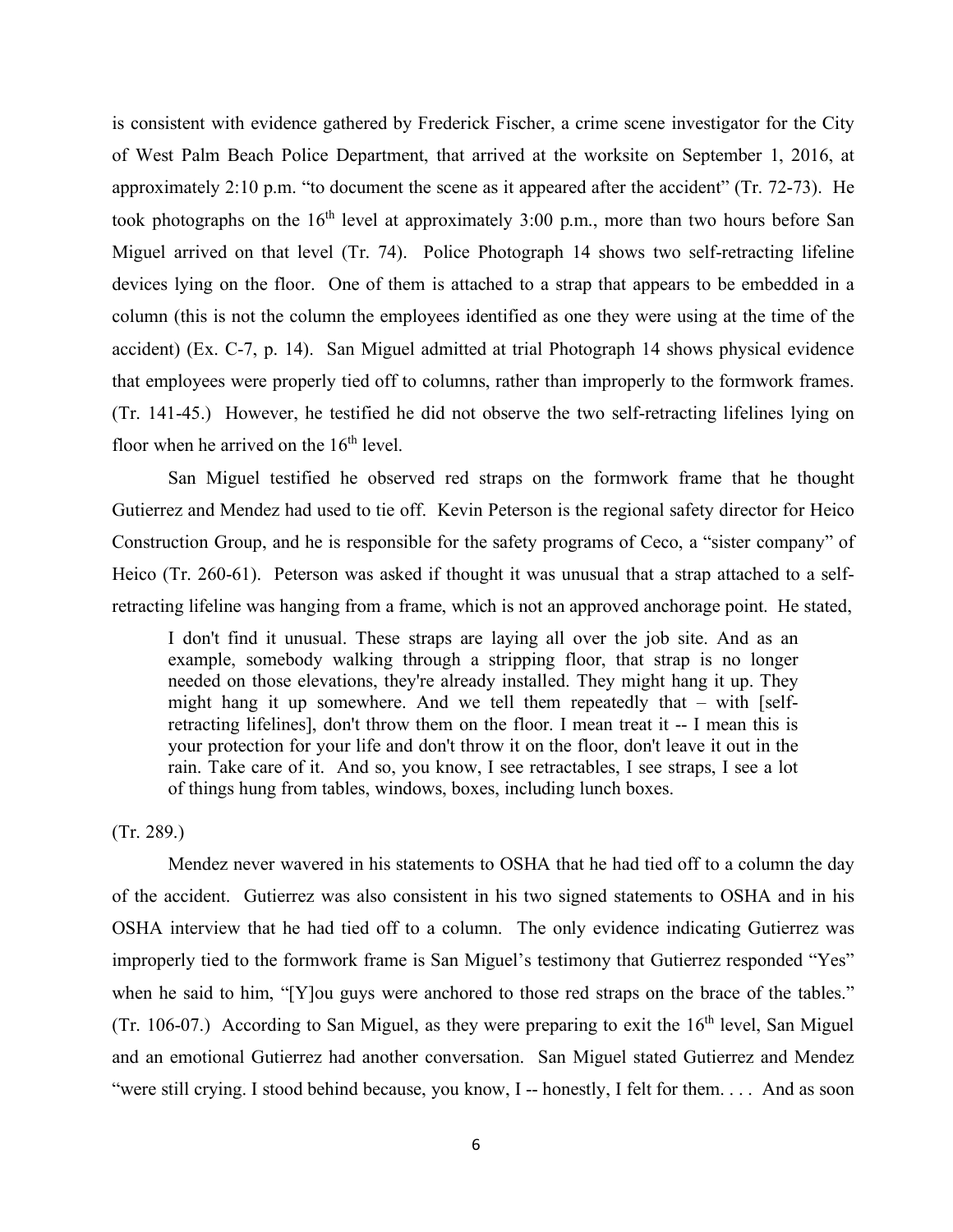is consistent with evidence gathered by Frederick Fischer, a crime scene investigator for the City of West Palm Beach Police Department, that arrived at the worksite on September 1, 2016, at approximately 2:10 p.m. "to document the scene as it appeared after the accident" (Tr. 72-73). He took photographs on the 16th level at approximately 3:00 p.m., more than two hours before San Miguel arrived on that level (Tr. 74). Police Photograph 14 shows two self-retracting lifeline devices lying on the floor. One of them is attached to a strap that appears to be embedded in a column (this is not the column the employees identified as one they were using at the time of the accident) (Ex. C-7, p. 14). San Miguel admitted at trial Photograph 14 shows physical evidence that employees were properly tied off to columns, rather than improperly to the formwork frames. (Tr. 141-45.) However, he testified he did not observe the two self-retracting lifelines lying on floor when he arrived on the 16th level.

San Miguel testified he observed red straps on the formwork frame that he thought Gutierrez and Mendez had used to tie off. Kevin Peterson is the regional safety director for Heico Construction Group, and he is responsible for the safety programs of Ceco, a "sister company" of Heico (Tr. 260-61). Peterson was asked if thought it was unusual that a strap attached to a self-retracting lifeline was hanging from a frame, which is not an approved anchorage point. He stated,

> I don't find it unusual. These straps are laying all over the job site. And as an example, somebody walking through a stripping floor, that strap is no longer needed on those elevations, they're already installed. They might hang it up. They might hang it up somewhere. And we tell them repeatedly that – with [self-retracting lifelines], don't throw them on the floor. I mean treat it -- I mean this is your protection for your life and don't throw it on the floor, don't leave it out in the rain. Take care of it. And so, you know, I see retractables, I see straps, I see a lot of things hung from tables, windows, boxes, including lunch boxes.

(Tr. 289.)

Mendez never wavered in his statements to OSHA that he had tied off to a column the day of the accident. Gutierrez was also consistent in his two signed statements to OSHA and in his OSHA interview that he had tied off to a column. The only evidence indicating Gutierrez was improperly tied to the formwork frame is San Miguel's testimony that Gutierrez responded "Yes" when he said to him, "[Y]ou guys were anchored to those red straps on the brace of the tables." (Tr. 106-07.) According to San Miguel, as they were preparing to exit the 16th level, San Miguel and an emotional Gutierrez had another conversation. San Miguel stated Gutierrez and Mendez "were still crying. I stood behind because, you know, I -- honestly, I felt for them. . . . And as soon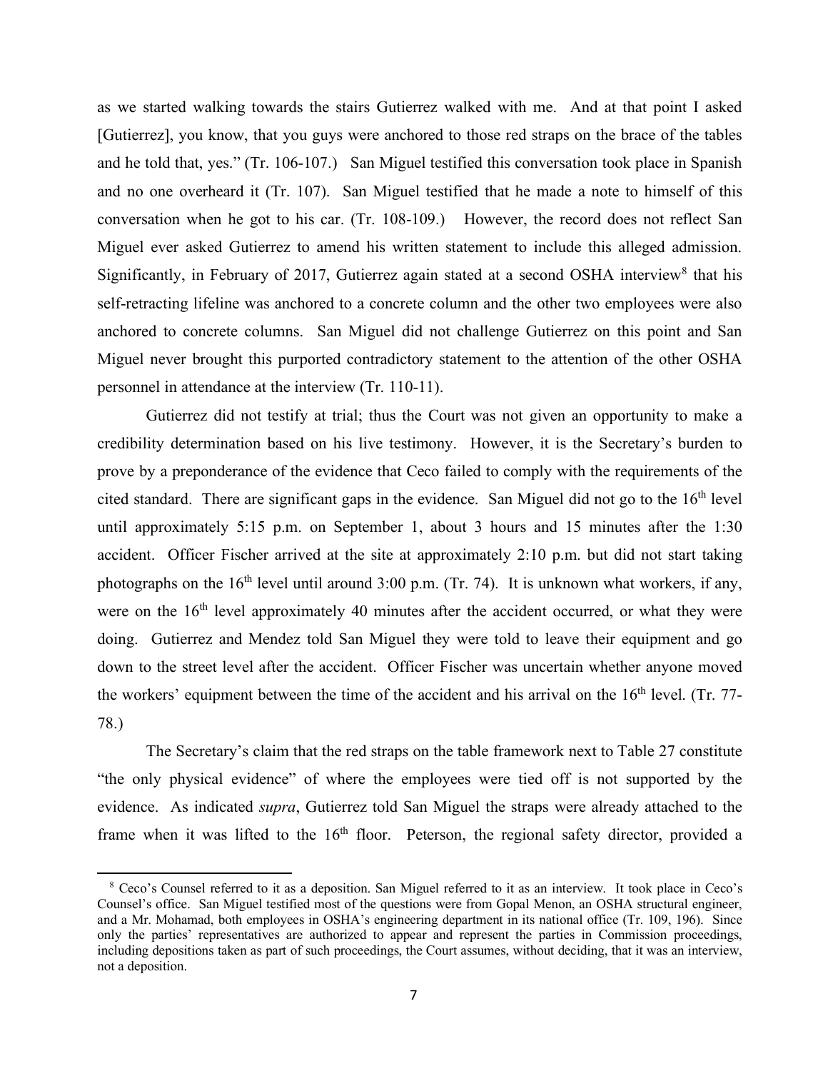as we started walking towards the stairs Gutierrez walked with me. And at that point I asked [Gutierrez], you know, that you guys were anchored to those red straps on the brace of the tables and he told that, yes." (Tr. 106-107.) San Miguel testified this conversation took place in Spanish and no one overheard it (Tr. 107). San Miguel testified that he made a note to himself of this conversation when he got to his car. (Tr. 108-109.) However, the record does not reflect San Miguel ever asked Gutierrez to amend his written statement to include this alleged admission. Significantly, in February of 2017, Gutierrez again stated at a second OSHA interview[8] that his self-retracting lifeline was anchored to a concrete column and the other two employees were also anchored to concrete columns. San Miguel did not challenge Gutierrez on this point and San Miguel never brought this purported contradictory statement to the attention of the other OSHA personnel in attendance at the interview (Tr. 110-11).

Gutierrez did not testify at trial; thus the Court was not given an opportunity to make a credibility determination based on his live testimony. However, it is the Secretary's burden to prove by a preponderance of the evidence that Ceco failed to comply with the requirements of the cited standard. There are significant gaps in the evidence. San Miguel did not go to the 16th level until approximately 5:15 p.m. on September 1, about 3 hours and 15 minutes after the 1:30 accident. Officer Fischer arrived at the site at approximately 2:10 p.m. but did not start taking photographs on the 16th level until around 3:00 p.m. (Tr. 74). It is unknown what workers, if any, were on the 16th level approximately 40 minutes after the accident occurred, or what they were doing. Gutierrez and Mendez told San Miguel they were told to leave their equipment and go down to the street level after the accident. Officer Fischer was uncertain whether anyone moved the workers' equipment between the time of the accident and his arrival on the 16th level. (Tr. 77-78.)

The Secretary's claim that the red straps on the table framework next to Table 27 constitute "the only physical evidence" of where the employees were tied off is not supported by the evidence. As indicated *supra*, Gutierrez told San Miguel the straps were already attached to the frame when it was lifted to the 16th floor. Peterson, the regional safety director, provided a

---

[8] Ceco's Counsel referred to it as a deposition. San Miguel referred to it as an interview. It took place in Ceco's Counsel's office. San Miguel testified most of the questions were from Gopal Menon, an OSHA structural engineer, and a Mr. Mohamad, both employees in OSHA's engineering department in its national office (Tr. 109, 196). Since only the parties' representatives are authorized to appear and represent the parties in Commission proceedings, including depositions taken as part of such proceedings, the Court assumes, without deciding, that it was an interview, not a deposition.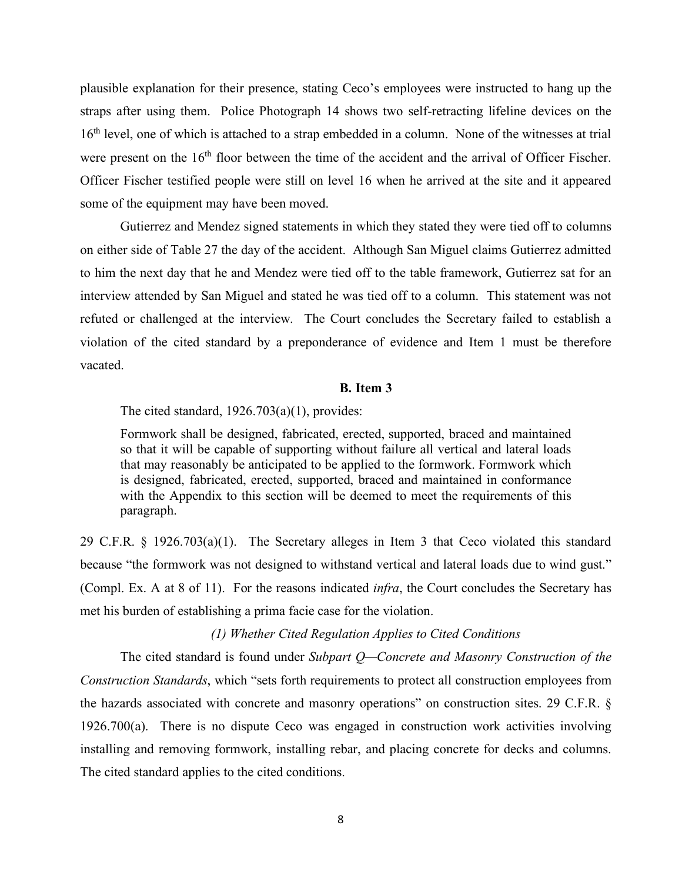plausible explanation for their presence, stating Ceco's employees were instructed to hang up the straps after using them. Police Photograph 14 shows two self-retracting lifeline devices on the 16th level, one of which is attached to a strap embedded in a column. None of the witnesses at trial were present on the 16th floor between the time of the accident and the arrival of Officer Fischer. Officer Fischer testified people were still on level 16 when he arrived at the site and it appeared some of the equipment may have been moved.

Gutierrez and Mendez signed statements in which they stated they were tied off to columns on either side of Table 27 the day of the accident. Although San Miguel claims Gutierrez admitted to him the next day that he and Mendez were tied off to the table framework, Gutierrez sat for an interview attended by San Miguel and stated he was tied off to a column. This statement was not refuted or challenged at the interview. The Court concludes the Secretary failed to establish a violation of the cited standard by a preponderance of evidence and Item 1 must be therefore vacated.

**B. Item 3**

The cited standard, 1926.703(a)(1), provides:

> Formwork shall be designed, fabricated, erected, supported, braced and maintained so that it will be capable of supporting without failure all vertical and lateral loads that may reasonably be anticipated to be applied to the formwork. Formwork which is designed, fabricated, erected, supported, braced and maintained in conformance with the Appendix to this section will be deemed to meet the requirements of this paragraph.

29 C.F.R. § 1926.703(a)(1). The Secretary alleges in Item 3 that Ceco violated this standard because "the formwork was not designed to withstand vertical and lateral loads due to wind gust." (Compl. Ex. A at 8 of 11). For the reasons indicated *infra*, the Court concludes the Secretary has met his burden of establishing a prima facie case for the violation.

*(1) Whether Cited Regulation Applies to Cited Conditions*

The cited standard is found under *Subpart Q—Concrete and Masonry Construction of the Construction Standards*, which "sets forth requirements to protect all construction employees from the hazards associated with concrete and masonry operations" on construction sites. 29 C.F.R. § 1926.700(a). There is no dispute Ceco was engaged in construction work activities involving installing and removing formwork, installing rebar, and placing concrete for decks and columns. The cited standard applies to the cited conditions.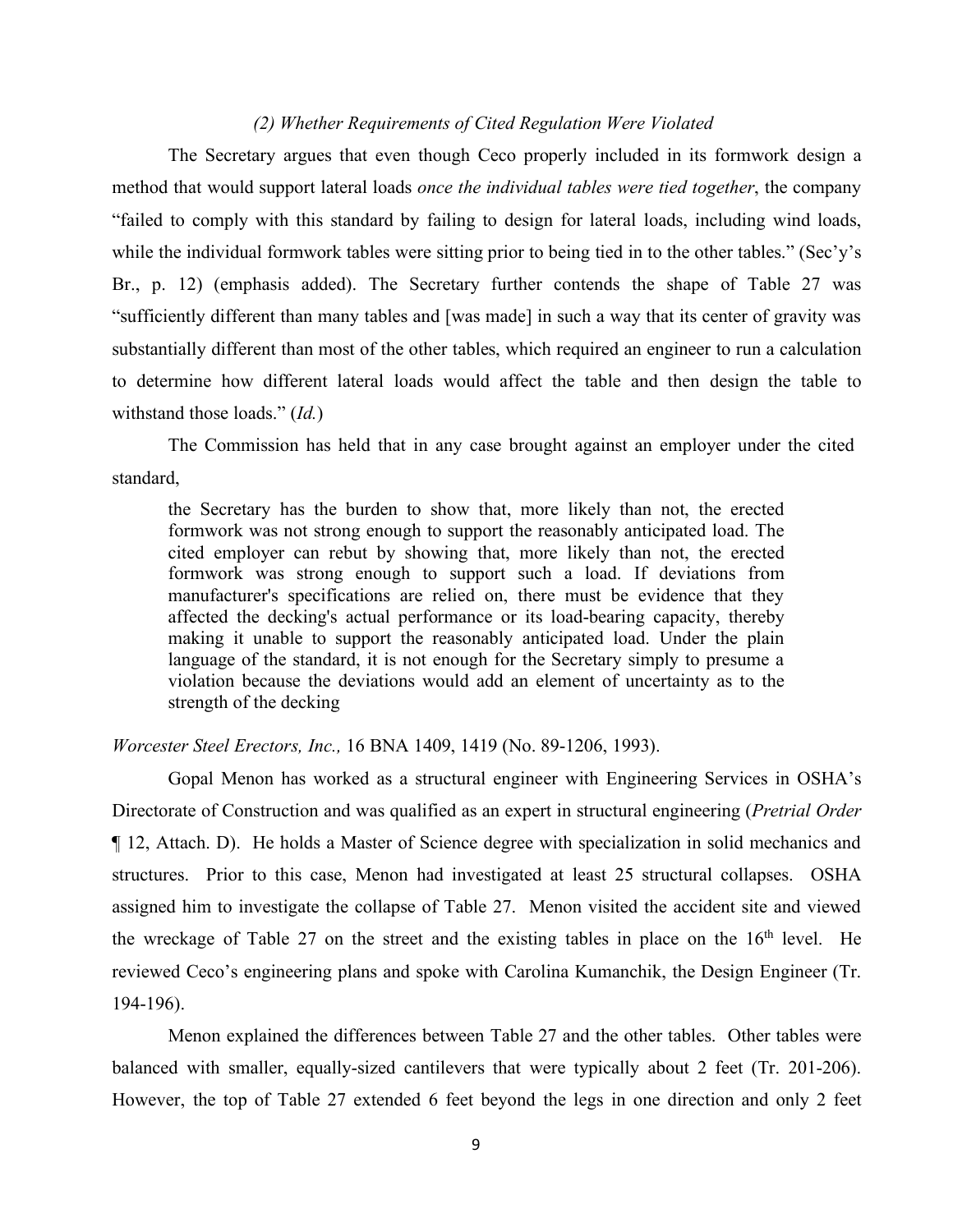### *(2) Whether Requirements of Cited Regulation Were Violated*

The Secretary argues that even though Ceco properly included in its formwork design a method that would support lateral loads *once the individual tables were tied together*, the company "failed to comply with this standard by failing to design for lateral loads, including wind loads, while the individual formwork tables were sitting prior to being tied in to the other tables." (Sec'y's Br., p. 12) (emphasis added). The Secretary further contends the shape of Table 27 was "sufficiently different than many tables and [was made] in such a way that its center of gravity was substantially different than most of the other tables, which required an engineer to run a calculation to determine how different lateral loads would affect the table and then design the table to withstand those loads." (*Id.*)

The Commission has held that in any case brought against an employer under the cited standard,

> the Secretary has the burden to show that, more likely than not, the erected formwork was not strong enough to support the reasonably anticipated load. The cited employer can rebut by showing that, more likely than not, the erected formwork was strong enough to support such a load. If deviations from manufacturer's specifications are relied on, there must be evidence that they affected the decking's actual performance or its load-bearing capacity, thereby making it unable to support the reasonably anticipated load. Under the plain language of the standard, it is not enough for the Secretary simply to presume a violation because the deviations would add an element of uncertainty as to the strength of the decking

*Worcester Steel Erectors, Inc.,* 16 BNA 1409, 1419 (No. 89-1206, 1993).

Gopal Menon has worked as a structural engineer with Engineering Services in OSHA's Directorate of Construction and was qualified as an expert in structural engineering (*Pretrial Order* ¶ 12, Attach. D). He holds a Master of Science degree with specialization in solid mechanics and structures. Prior to this case, Menon had investigated at least 25 structural collapses. OSHA assigned him to investigate the collapse of Table 27. Menon visited the accident site and viewed the wreckage of Table 27 on the street and the existing tables in place on the 16th level. He reviewed Ceco's engineering plans and spoke with Carolina Kumanchik, the Design Engineer (Tr. 194-196).

Menon explained the differences between Table 27 and the other tables. Other tables were balanced with smaller, equally-sized cantilevers that were typically about 2 feet (Tr. 201-206). However, the top of Table 27 extended 6 feet beyond the legs in one direction and only 2 feet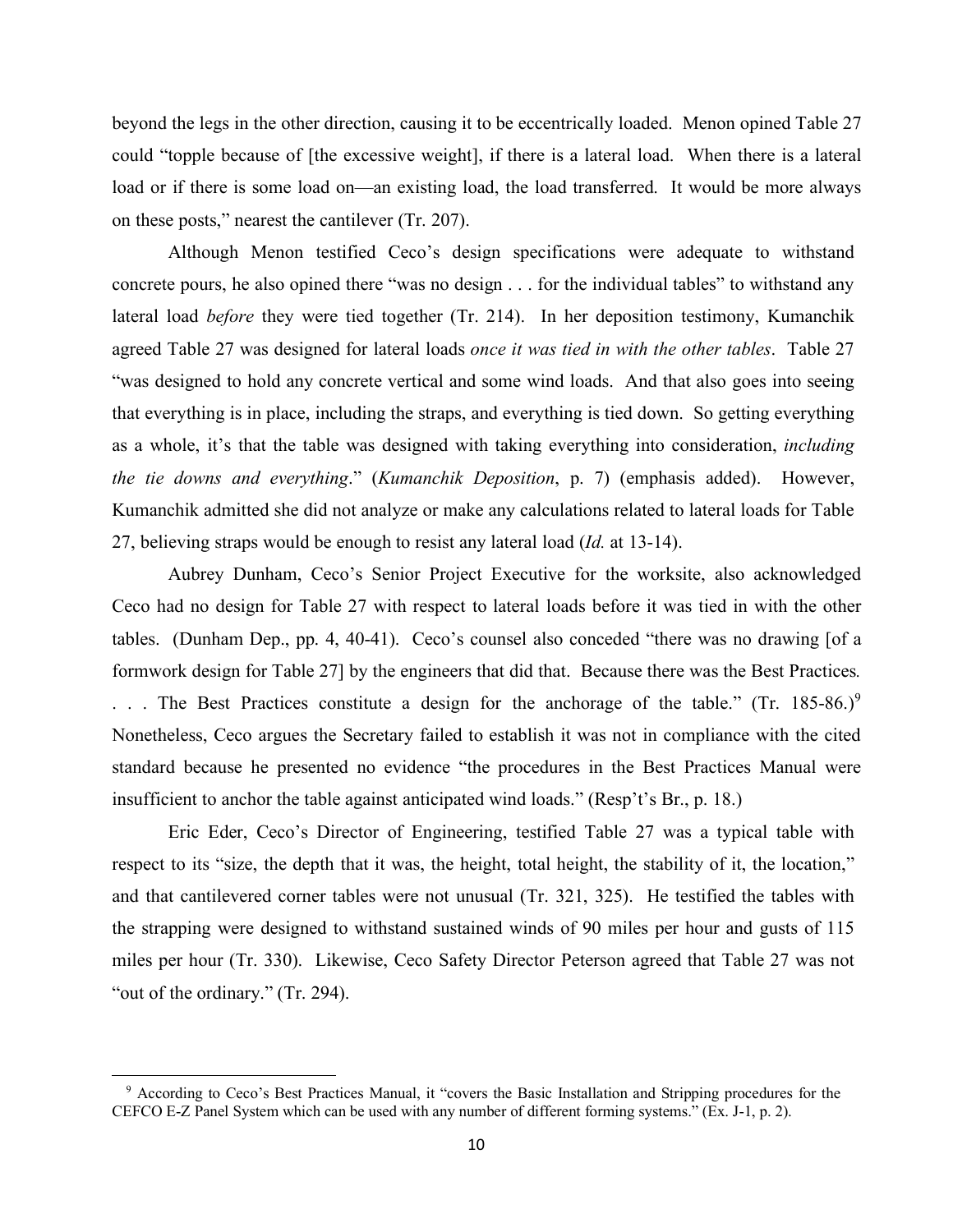beyond the legs in the other direction, causing it to be eccentrically loaded. Menon opined Table 27 could "topple because of [the excessive weight], if there is a lateral load. When there is a lateral load or if there is some load on—an existing load, the load transferred. It would be more always on these posts," nearest the cantilever (Tr. 207).

Although Menon testified Ceco's design specifications were adequate to withstand concrete pours, he also opined there "was no design . . . for the individual tables" to withstand any lateral load *before* they were tied together (Tr. 214). In her deposition testimony, Kumanchik agreed Table 27 was designed for lateral loads *once it was tied in with the other tables*. Table 27 "was designed to hold any concrete vertical and some wind loads. And that also goes into seeing that everything is in place, including the straps, and everything is tied down. So getting everything as a whole, it's that the table was designed with taking everything into consideration, *including the tie downs and everything*." (*Kumanchik Deposition*, p. 7) (emphasis added). However, Kumanchik admitted she did not analyze or make any calculations related to lateral loads for Table 27, believing straps would be enough to resist any lateral load (*Id.* at 13-14).

Aubrey Dunham, Ceco's Senior Project Executive for the worksite, also acknowledged Ceco had no design for Table 27 with respect to lateral loads before it was tied in with the other tables. (Dunham Dep., pp. 4, 40-41). Ceco's counsel also conceded "there was no drawing [of a formwork design for Table 27] by the engineers that did that. Because there was the Best Practices. . . . The Best Practices constitute a design for the anchorage of the table." (Tr. 185-86.)[9] Nonetheless, Ceco argues the Secretary failed to establish it was not in compliance with the cited standard because he presented no evidence "the procedures in the Best Practices Manual were insufficient to anchor the table against anticipated wind loads." (Resp't's Br., p. 18.)

Eric Eder, Ceco's Director of Engineering, testified Table 27 was a typical table with respect to its "size, the depth that it was, the height, total height, the stability of it, the location," and that cantilevered corner tables were not unusual (Tr. 321, 325). He testified the tables with the strapping were designed to withstand sustained winds of 90 miles per hour and gusts of 115 miles per hour (Tr. 330). Likewise, Ceco Safety Director Peterson agreed that Table 27 was not "out of the ordinary." (Tr. 294).

[9] According to Ceco's Best Practices Manual, it "covers the Basic Installation and Stripping procedures for the CEFCO E-Z Panel System which can be used with any number of different forming systems." (Ex. J-1, p. 2).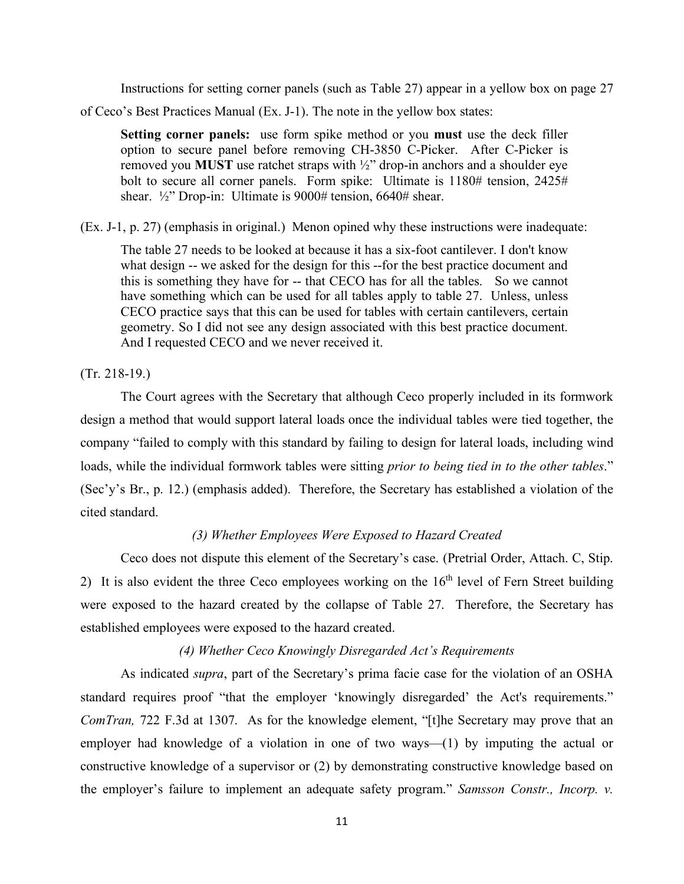Instructions for setting corner panels (such as Table 27) appear in a yellow box on page 27 of Ceco's Best Practices Manual (Ex. J-1). The note in the yellow box states:

> **Setting corner panels:** use form spike method or you **must** use the deck filler option to secure panel before removing CH-3850 C-Picker. After C-Picker is removed you **MUST** use ratchet straps with ½" drop-in anchors and a shoulder eye bolt to secure all corner panels. Form spike: Ultimate is 1180# tension, 2425# shear. ½" Drop-in: Ultimate is 9000# tension, 6640# shear.

(Ex. J-1, p. 27) (emphasis in original.) Menon opined why these instructions were inadequate:

> The table 27 needs to be looked at because it has a six-foot cantilever. I don't know what design -- we asked for the design for this --for the best practice document and this is something they have for -- that CECO has for all the tables. So we cannot have something which can be used for all tables apply to table 27. Unless, unless CECO practice says that this can be used for tables with certain cantilevers, certain geometry. So I did not see any design associated with this best practice document. And I requested CECO and we never received it.

(Tr. 218-19.)

The Court agrees with the Secretary that although Ceco properly included in its formwork design a method that would support lateral loads once the individual tables were tied together, the company "failed to comply with this standard by failing to design for lateral loads, including wind loads, while the individual formwork tables were sitting *prior to being tied in to the other tables*." (Sec'y's Br., p. 12.) (emphasis added). Therefore, the Secretary has established a violation of the cited standard.

### *(3) Whether Employees Were Exposed to Hazard Created*

Ceco does not dispute this element of the Secretary's case. (Pretrial Order, Attach. C, Stip. 2) It is also evident the three Ceco employees working on the 16th level of Fern Street building were exposed to the hazard created by the collapse of Table 27. Therefore, the Secretary has established employees were exposed to the hazard created.

### *(4) Whether Ceco Knowingly Disregarded Act's Requirements*

As indicated *supra*, part of the Secretary's prima facie case for the violation of an OSHA standard requires proof "that the employer 'knowingly disregarded' the Act's requirements." *ComTran,* 722 F.3d at 1307. As for the knowledge element, "[t]he Secretary may prove that an employer had knowledge of a violation in one of two ways—(1) by imputing the actual or constructive knowledge of a supervisor or (2) by demonstrating constructive knowledge based on the employer's failure to implement an adequate safety program." *Samsson Constr., Incorp. v.*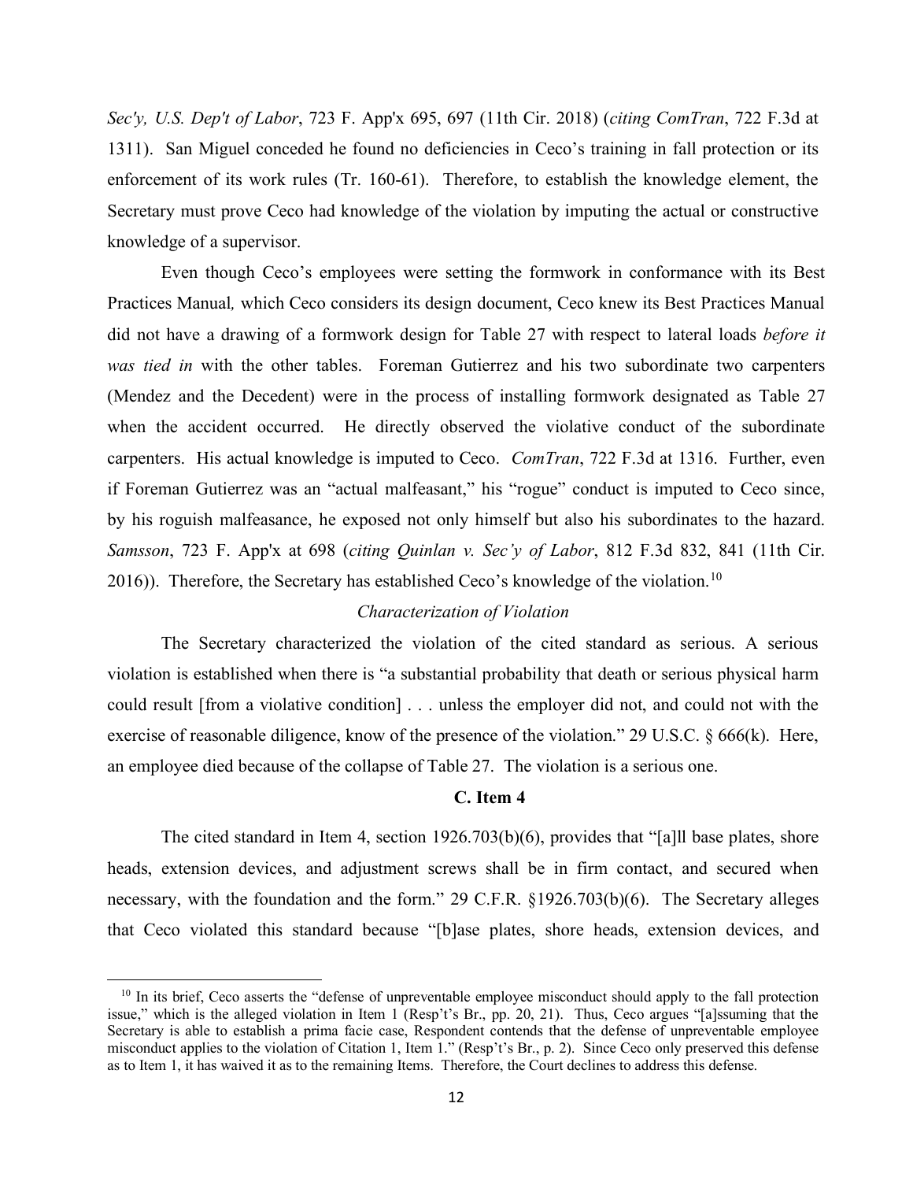*Sec'y, U.S. Dep't of Labor*, 723 F. App'x 695, 697 (11th Cir. 2018) (*citing ComTran*, 722 F.3d at 1311). San Miguel conceded he found no deficiencies in Ceco's training in fall protection or its enforcement of its work rules (Tr. 160-61). Therefore, to establish the knowledge element, the Secretary must prove Ceco had knowledge of the violation by imputing the actual or constructive knowledge of a supervisor.

Even though Ceco's employees were setting the formwork in conformance with its Best Practices Manual*,* which Ceco considers its design document, Ceco knew its Best Practices Manual did not have a drawing of a formwork design for Table 27 with respect to lateral loads *before it was tied in* with the other tables. Foreman Gutierrez and his two subordinate two carpenters (Mendez and the Decedent) were in the process of installing formwork designated as Table 27 when the accident occurred. He directly observed the violative conduct of the subordinate carpenters. His actual knowledge is imputed to Ceco. *ComTran*, 722 F.3d at 1316. Further, even if Foreman Gutierrez was an "actual malfeasant," his "rogue" conduct is imputed to Ceco since, by his roguish malfeasance, he exposed not only himself but also his subordinates to the hazard. *Samsson*, 723 F. App'x at 698 (*citing Quinlan v. Sec'y of Labor*, 812 F.3d 832, 841 (11th Cir. 2016)). Therefore, the Secretary has established Ceco's knowledge of the violation.[10]

*Characterization of Violation*

The Secretary characterized the violation of the cited standard as serious. A serious violation is established when there is "a substantial probability that death or serious physical harm could result [from a violative condition] . . . unless the employer did not, and could not with the exercise of reasonable diligence, know of the presence of the violation." 29 U.S.C. § 666(k). Here, an employee died because of the collapse of Table 27. The violation is a serious one.

**C. Item 4**

The cited standard in Item 4, section 1926.703(b)(6), provides that "[a]ll base plates, shore heads, extension devices, and adjustment screws shall be in firm contact, and secured when necessary, with the foundation and the form." 29 C.F.R. §1926.703(b)(6). The Secretary alleges that Ceco violated this standard because "[b]ase plates, shore heads, extension devices, and

---

[10] In its brief, Ceco asserts the "defense of unpreventable employee misconduct should apply to the fall protection issue," which is the alleged violation in Item 1 (Resp't's Br., pp. 20, 21). Thus, Ceco argues "[a]ssuming that the Secretary is able to establish a prima facie case, Respondent contends that the defense of unpreventable employee misconduct applies to the violation of Citation 1, Item 1." (Resp't's Br., p. 2). Since Ceco only preserved this defense as to Item 1, it has waived it as to the remaining Items. Therefore, the Court declines to address this defense.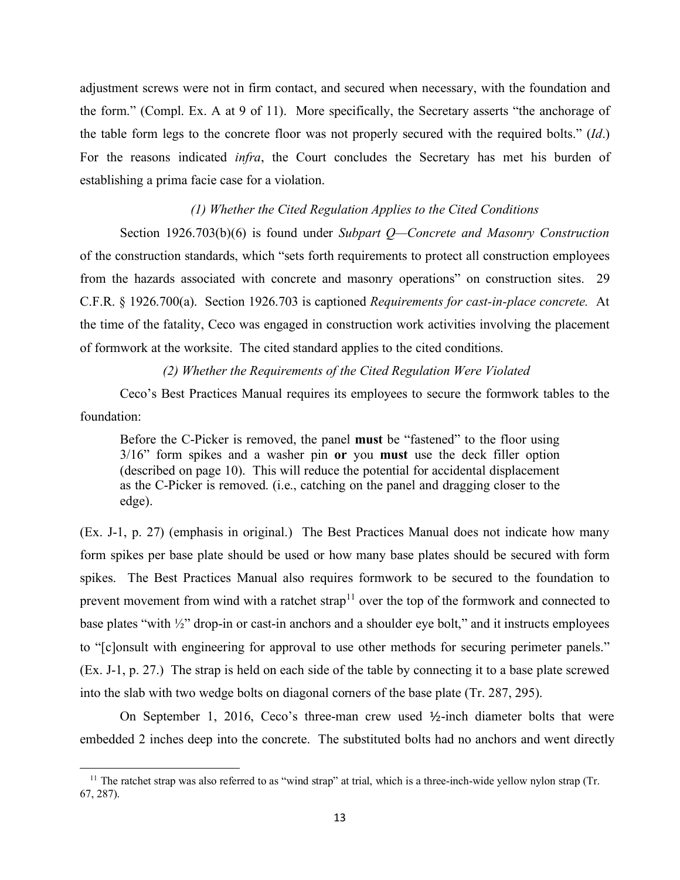adjustment screws were not in firm contact, and secured when necessary, with the foundation and the form." (Compl. Ex. A at 9 of 11). More specifically, the Secretary asserts "the anchorage of the table form legs to the concrete floor was not properly secured with the required bolts." (*Id*.) For the reasons indicated *infra*, the Court concludes the Secretary has met his burden of establishing a prima facie case for a violation.

*(1) Whether the Cited Regulation Applies to the Cited Conditions*

Section 1926.703(b)(6) is found under *Subpart Q—Concrete and Masonry Construction* of the construction standards, which "sets forth requirements to protect all construction employees from the hazards associated with concrete and masonry operations" on construction sites. 29 C.F.R. § 1926.700(a). Section 1926.703 is captioned *Requirements for cast-in-place concrete.* At the time of the fatality, Ceco was engaged in construction work activities involving the placement of formwork at the worksite. The cited standard applies to the cited conditions.

*(2) Whether the Requirements of the Cited Regulation Were Violated*

Ceco's Best Practices Manual requires its employees to secure the formwork tables to the foundation:

> Before the C-Picker is removed, the panel **must** be "fastened" to the floor using 3/16" form spikes and a washer pin **or** you **must** use the deck filler option (described on page 10). This will reduce the potential for accidental displacement as the C-Picker is removed. (i.e., catching on the panel and dragging closer to the edge).

(Ex. J-1, p. 27) (emphasis in original.) The Best Practices Manual does not indicate how many form spikes per base plate should be used or how many base plates should be secured with form spikes. The Best Practices Manual also requires formwork to be secured to the foundation to prevent movement from wind with a ratchet strap[11] over the top of the formwork and connected to base plates "with ½" drop-in or cast-in anchors and a shoulder eye bolt," and it instructs employees to "[c]onsult with engineering for approval to use other methods for securing perimeter panels." (Ex. J-1, p. 27.) The strap is held on each side of the table by connecting it to a base plate screwed into the slab with two wedge bolts on diagonal corners of the base plate (Tr. 287, 295).

On September 1, 2016, Ceco's three-man crew used ½-inch diameter bolts that were embedded 2 inches deep into the concrete. The substituted bolts had no anchors and went directly

[11] The ratchet strap was also referred to as "wind strap" at trial, which is a three-inch-wide yellow nylon strap (Tr. 67, 287).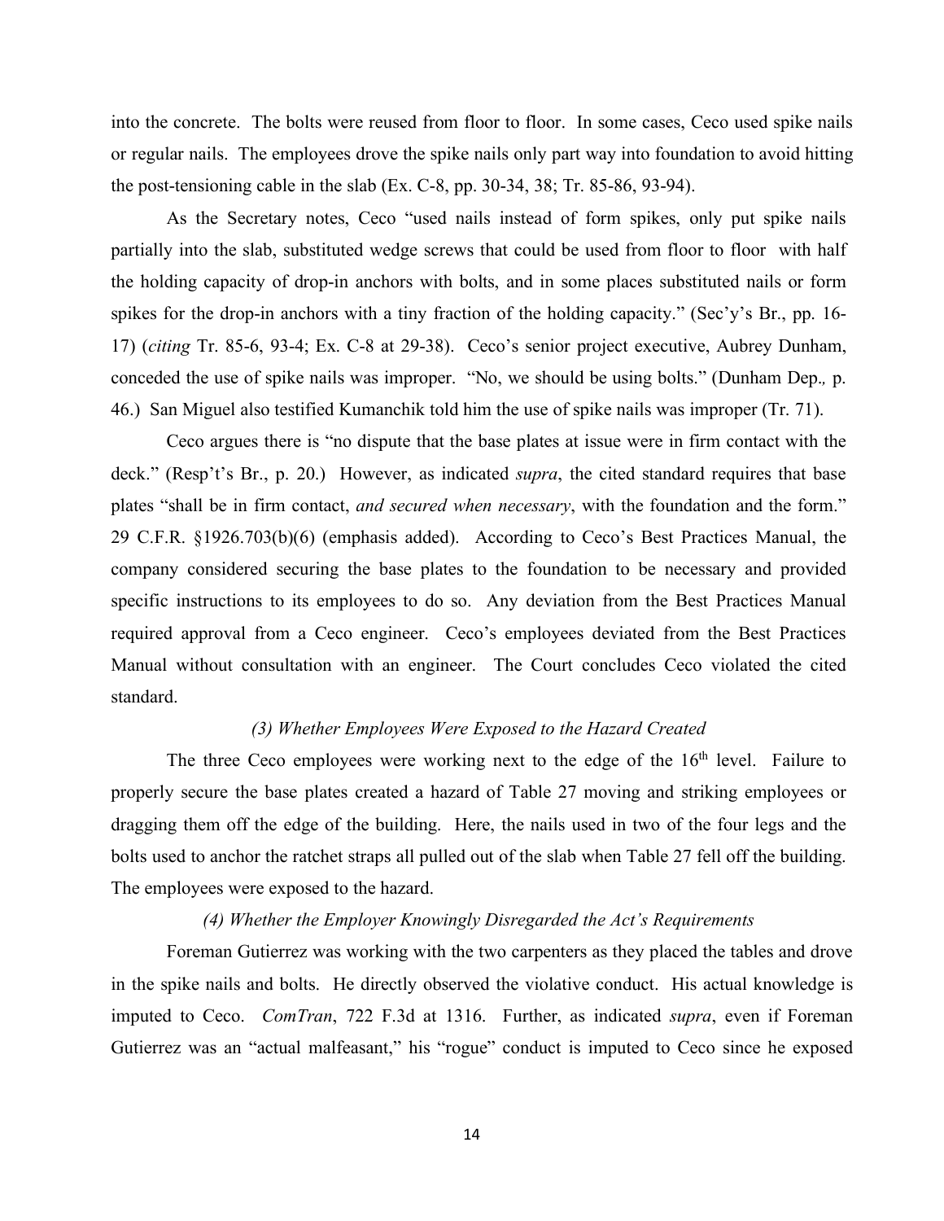into the concrete. The bolts were reused from floor to floor. In some cases, Ceco used spike nails or regular nails. The employees drove the spike nails only part way into foundation to avoid hitting the post-tensioning cable in the slab (Ex. C-8, pp. 30-34, 38; Tr. 85-86, 93-94).

As the Secretary notes, Ceco "used nails instead of form spikes, only put spike nails partially into the slab, substituted wedge screws that could be used from floor to floor with half the holding capacity of drop-in anchors with bolts, and in some places substituted nails or form spikes for the drop-in anchors with a tiny fraction of the holding capacity." (Sec'y's Br., pp. 16-17) (*citing* Tr. 85-6, 93-4; Ex. C-8 at 29-38). Ceco's senior project executive, Aubrey Dunham, conceded the use of spike nails was improper. "No, we should be using bolts." (Dunham Dep.*,* p. 46.) San Miguel also testified Kumanchik told him the use of spike nails was improper (Tr. 71).

Ceco argues there is "no dispute that the base plates at issue were in firm contact with the deck." (Resp't's Br., p. 20.) However, as indicated *supra*, the cited standard requires that base plates "shall be in firm contact, *and secured when necessary*, with the foundation and the form." 29 C.F.R. §1926.703(b)(6) (emphasis added). According to Ceco's Best Practices Manual, the company considered securing the base plates to the foundation to be necessary and provided specific instructions to its employees to do so. Any deviation from the Best Practices Manual required approval from a Ceco engineer. Ceco's employees deviated from the Best Practices Manual without consultation with an engineer. The Court concludes Ceco violated the cited standard.

*(3) Whether Employees Were Exposed to the Hazard Created*

The three Ceco employees were working next to the edge of the 16th level. Failure to properly secure the base plates created a hazard of Table 27 moving and striking employees or dragging them off the edge of the building. Here, the nails used in two of the four legs and the bolts used to anchor the ratchet straps all pulled out of the slab when Table 27 fell off the building. The employees were exposed to the hazard.

*(4) Whether the Employer Knowingly Disregarded the Act's Requirements*

Foreman Gutierrez was working with the two carpenters as they placed the tables and drove in the spike nails and bolts. He directly observed the violative conduct. His actual knowledge is imputed to Ceco. *ComTran*, 722 F.3d at 1316. Further, as indicated *supra*, even if Foreman Gutierrez was an "actual malfeasant," his "rogue" conduct is imputed to Ceco since he exposed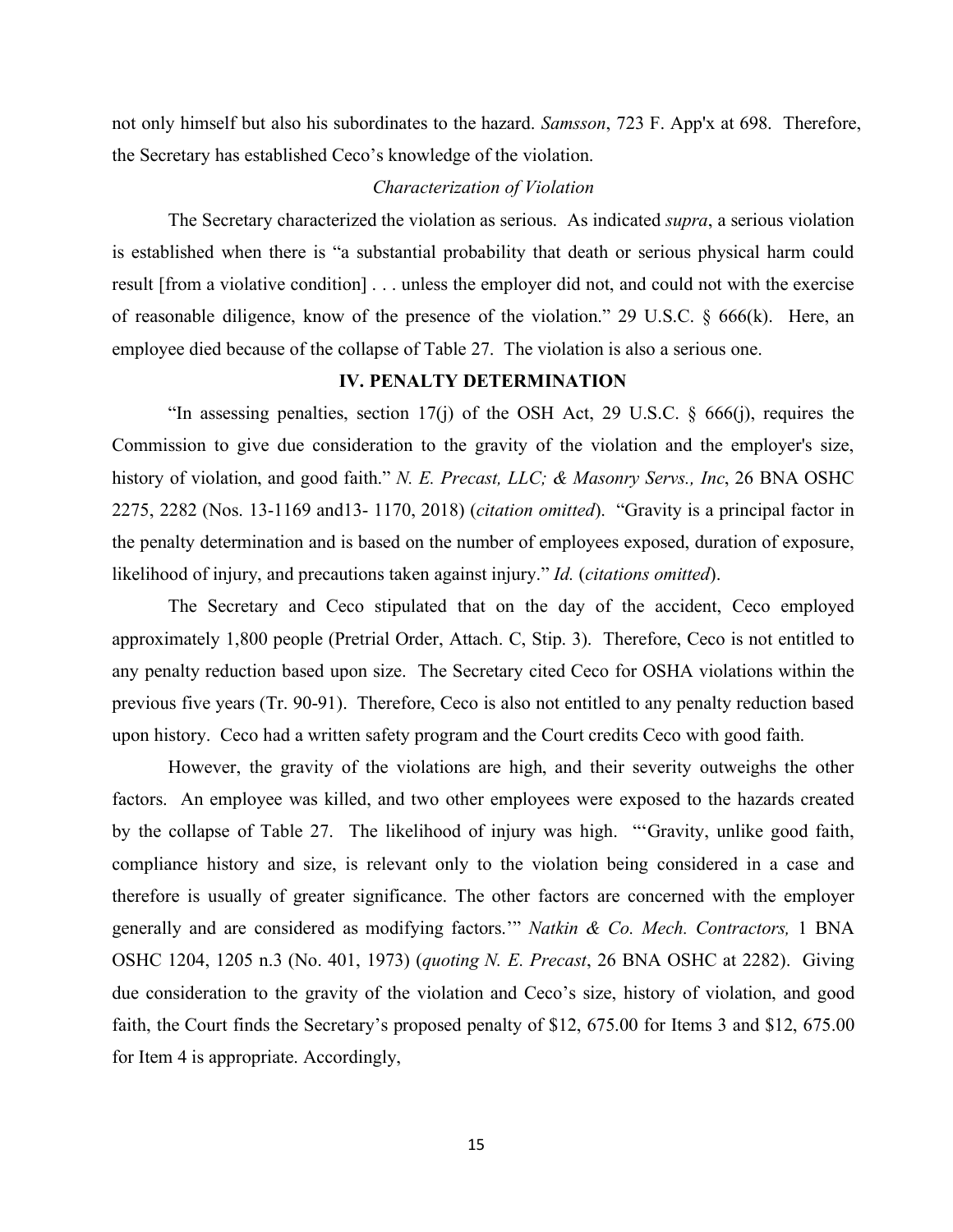not only himself but also his subordinates to the hazard. *Samsson*, 723 F. App'x at 698. Therefore, the Secretary has established Ceco's knowledge of the violation.

*Characterization of Violation*

The Secretary characterized the violation as serious. As indicated *supra*, a serious violation is established when there is "a substantial probability that death or serious physical harm could result [from a violative condition] . . . unless the employer did not, and could not with the exercise of reasonable diligence, know of the presence of the violation." 29 U.S.C. § 666(k). Here, an employee died because of the collapse of Table 27. The violation is also a serious one.

## IV. PENALTY DETERMINATION

"In assessing penalties, section 17(j) of the OSH Act, 29 U.S.C. § 666(j), requires the Commission to give due consideration to the gravity of the violation and the employer's size, history of violation, and good faith." *N. E. Precast, LLC; & Masonry Servs., Inc*, 26 BNA OSHC 2275, 2282 (Nos. 13-1169 and13- 1170, 2018) (*citation omitted*). "Gravity is a principal factor in the penalty determination and is based on the number of employees exposed, duration of exposure, likelihood of injury, and precautions taken against injury." *Id.* (*citations omitted*).

The Secretary and Ceco stipulated that on the day of the accident, Ceco employed approximately 1,800 people (Pretrial Order, Attach. C, Stip. 3). Therefore, Ceco is not entitled to any penalty reduction based upon size. The Secretary cited Ceco for OSHA violations within the previous five years (Tr. 90-91). Therefore, Ceco is also not entitled to any penalty reduction based upon history. Ceco had a written safety program and the Court credits Ceco with good faith.

However, the gravity of the violations are high, and their severity outweighs the other factors. An employee was killed, and two other employees were exposed to the hazards created by the collapse of Table 27. The likelihood of injury was high. "'Gravity, unlike good faith, compliance history and size, is relevant only to the violation being considered in a case and therefore is usually of greater significance. The other factors are concerned with the employer generally and are considered as modifying factors.'" *Natkin & Co. Mech. Contractors,* 1 BNA OSHC 1204, 1205 n.3 (No. 401, 1973) (*quoting N. E. Precast*, 26 BNA OSHC at 2282). Giving due consideration to the gravity of the violation and Ceco's size, history of violation, and good faith, the Court finds the Secretary's proposed penalty of $12, 675.00 for Items 3 and $12, 675.00 for Item 4 is appropriate. Accordingly,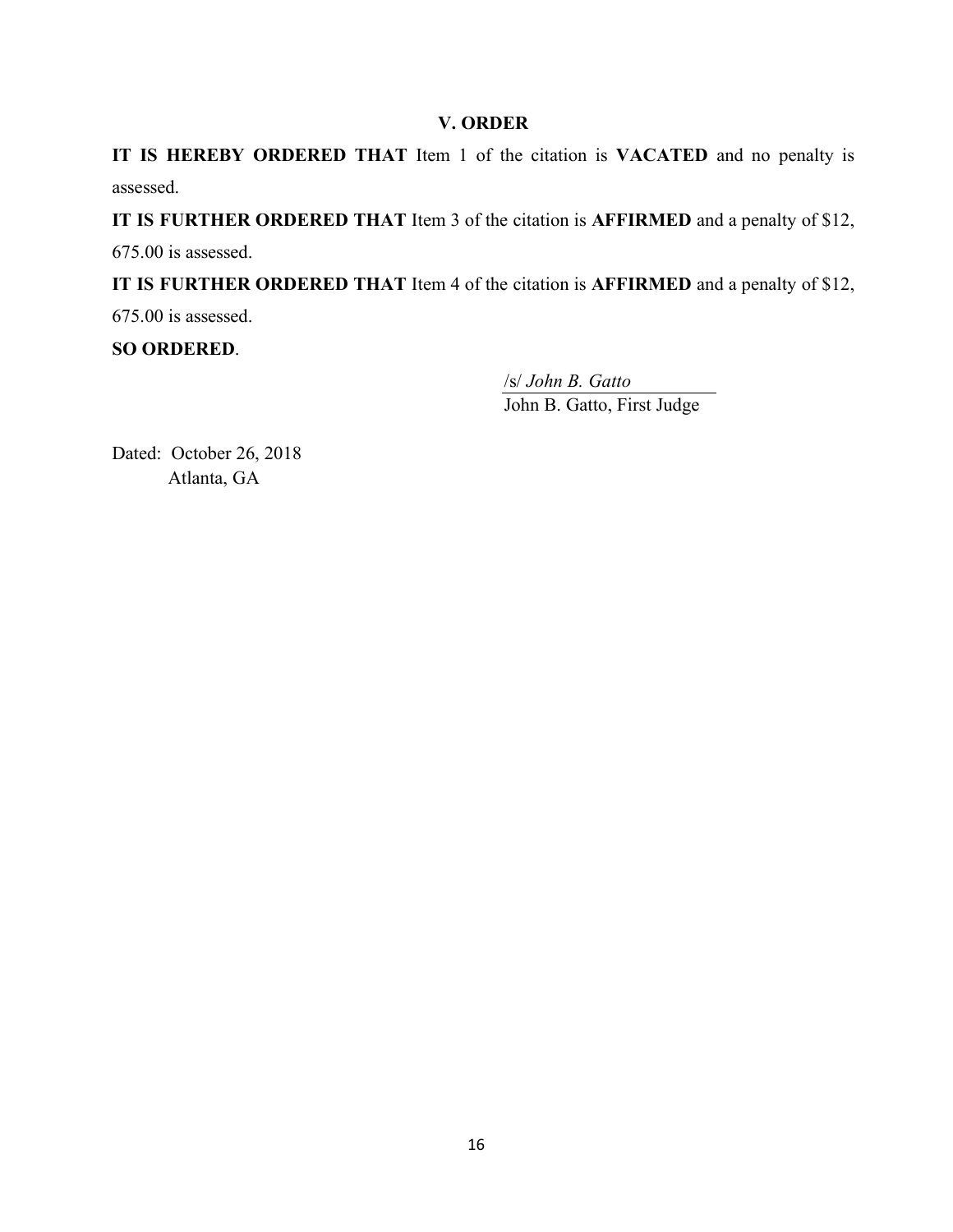## V. ORDER

**IT IS HEREBY ORDERED THAT** Item 1 of the citation is **VACATED** and no penalty is assessed.

**IT IS FURTHER ORDERED THAT** Item 3 of the citation is **AFFIRMED** and a penalty of $12, 675.00 is assessed.

**IT IS FURTHER ORDERED THAT** Item 4 of the citation is **AFFIRMED** and a penalty of $12, 675.00 is assessed.

**SO ORDERED**.

/s/ *John B. Gatto*
John B. Gatto, First Judge

Dated: October 26, 2018
Atlanta, GA